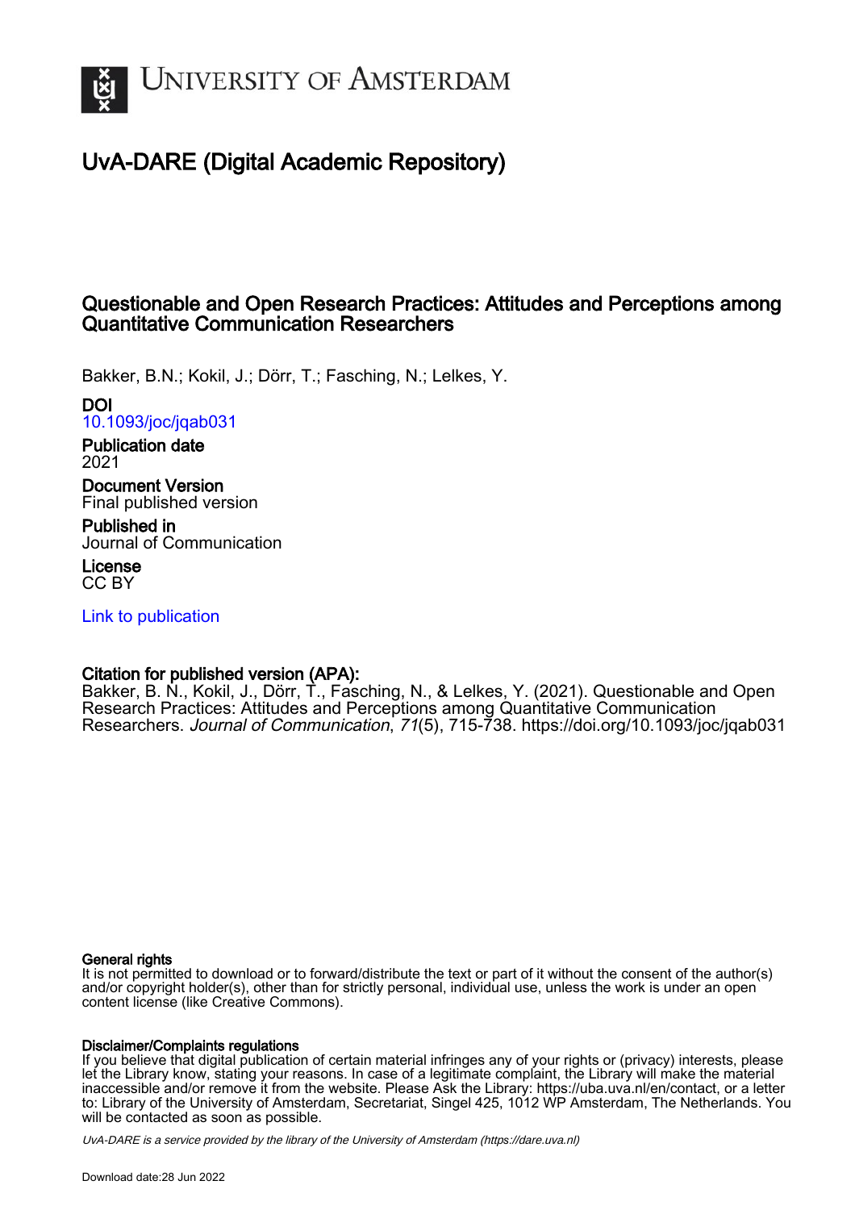UNIVERSITY OF AMSTERDAM

# UvA-DARE (Digital Academic Repository)

## Questionable and Open Research Practices: Attitudes and Perceptions among Quantitative Communication Researchers

Bakker, B.N.; Kokil, J.; Dörr, T.; Fasching, N.; Lelkes, Y.

**DOI**
10.1093/joc/jqab031

**Publication date**
2021

**Document Version**
Final published version

**Published in**
Journal of Communication

**License**
CC BY

Link to publication

**Citation for published version (APA):**
Bakker, B. N., Kokil, J., Dörr, T., Fasching, N., & Lelkes, Y. (2021). Questionable and Open Research Practices: Attitudes and Perceptions among Quantitative Communication Researchers. *Journal of Communication*, *71*(5), 715-738. https://doi.org/10.1093/joc/jqab031

**General rights**
It is not permitted to download or to forward/distribute the text or part of it without the consent of the author(s) and/or copyright holder(s), other than for strictly personal, individual use, unless the work is under an open content license (like Creative Commons).

**Disclaimer/Complaints regulations**
If you believe that digital publication of certain material infringes any of your rights or (privacy) interests, please let the Library know, stating your reasons. In case of a legitimate complaint, the Library will make the material inaccessible and/or remove it from the website. Please Ask the Library: https://uba.uva.nl/en/contact, or a letter to: Library of the University of Amsterdam, Secretariat, Singel 425, 1012 WP Amsterdam, The Netherlands. You will be contacted as soon as possible.

*UvA-DARE is a service provided by the library of the University of Amsterdam (https://dare.uva.nl)*

Download date:28 Jun 2022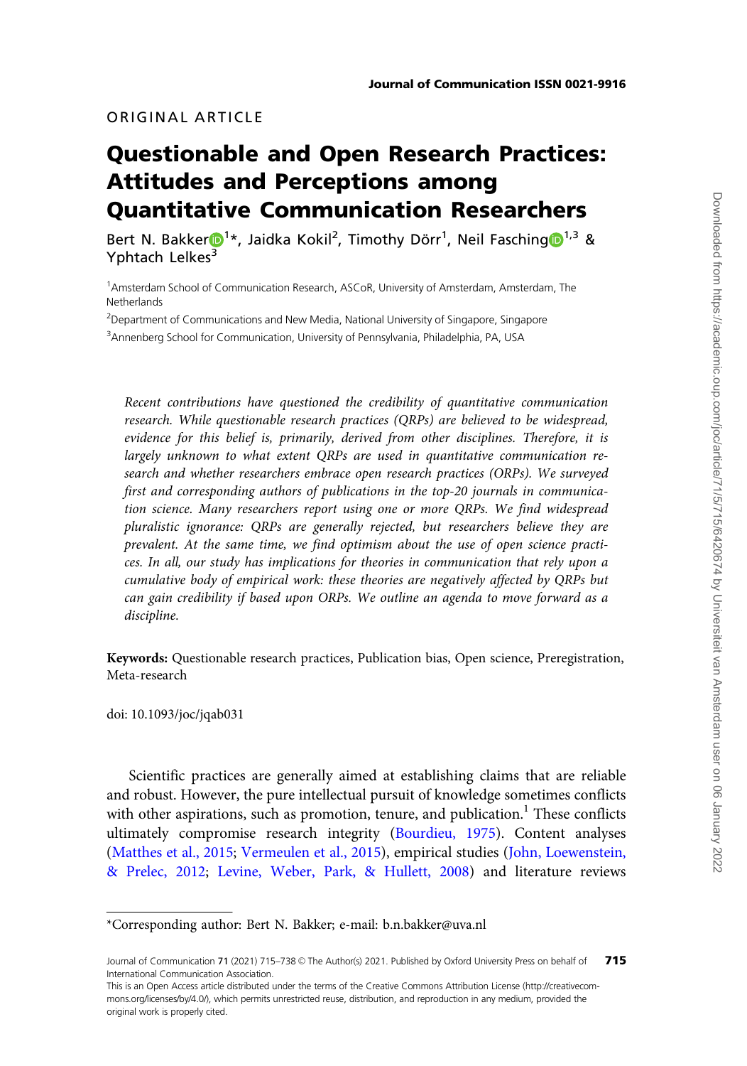ORIGINAL ARTICLE

# Questionable and Open Research Practices: Attitudes and Perceptions among Quantitative Communication Researchers

Bert N. Bakker[1]*, Jaidka Kokil[2], Timothy Dörr[1], Neil Fasching[1,3] & Yphtach Lelkes[3]

[1]Amsterdam School of Communication Research, ASCoR, University of Amsterdam, Amsterdam, The Netherlands

[2]Department of Communications and New Media, National University of Singapore, Singapore

[3]Annenberg School for Communication, University of Pennsylvania, Philadelphia, PA, USA

*Recent contributions have questioned the credibility of quantitative communication research. While questionable research practices (QRPs) are believed to be widespread, evidence for this belief is, primarily, derived from other disciplines. Therefore, it is largely unknown to what extent QRPs are used in quantitative communication research and whether researchers embrace open research practices (ORPs). We surveyed first and corresponding authors of publications in the top-20 journals in communication science. Many researchers report using one or more QRPs. We find widespread pluralistic ignorance: QRPs are generally rejected, but researchers believe they are prevalent. At the same time, we find optimism about the use of open science practices. In all, our study has implications for theories in communication that rely upon a cumulative body of empirical work: these theories are negatively affected by QRPs but can gain credibility if based upon ORPs. We outline an agenda to move forward as a discipline.*

**Keywords:** Questionable research practices, Publication bias, Open science, Preregistration, Meta-research

doi: 10.1093/joc/jqab031

Scientific practices are generally aimed at establishing claims that are reliable and robust. However, the pure intellectual pursuit of knowledge sometimes conflicts with other aspirations, such as promotion, tenure, and publication.[1] These conflicts ultimately compromise research integrity (Bourdieu, 1975). Content analyses (Matthes et al., 2015; Vermeulen et al., 2015), empirical studies (John, Loewenstein, & Prelec, 2012; Levine, Weber, Park, & Hullett, 2008) and literature reviews

---

*Corresponding author: Bert N. Bakker; e-mail: b.n.bakker@uva.nl

Journal of Communication 71 (2021) 715–738 © The Author(s) 2021. Published by Oxford University Press on behalf of International Communication Association.

This is an Open Access article distributed under the terms of the Creative Commons Attribution License (http://creativecommons.org/licenses/by/4.0/), which permits unrestricted reuse, distribution, and reproduction in any medium, provided the original work is properly cited.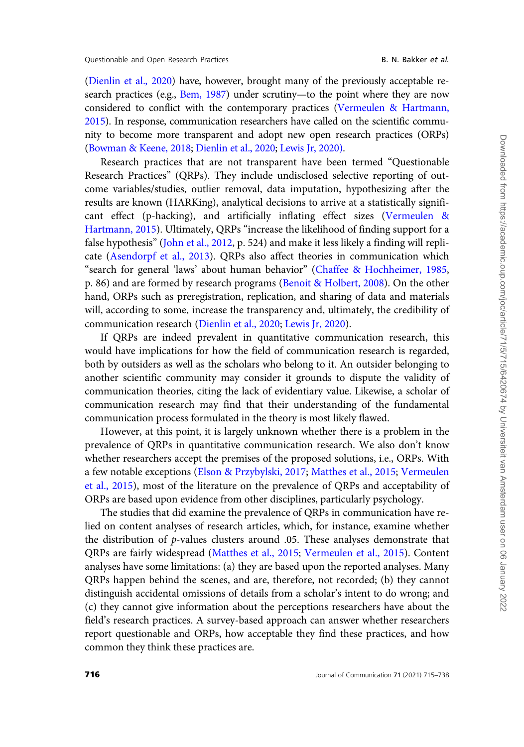(Dienlin et al., 2020) have, however, brought many of the previously acceptable research practices (e.g., Bem, 1987) under scrutiny—to the point where they are now considered to conflict with the contemporary practices (Vermeulen & Hartmann, 2015). In response, communication researchers have called on the scientific community to become more transparent and adopt new open research practices (ORPs) (Bowman & Keene, 2018; Dienlin et al., 2020; Lewis Jr, 2020).

Research practices that are not transparent have been termed "Questionable Research Practices" (QRPs). They include undisclosed selective reporting of outcome variables/studies, outlier removal, data imputation, hypothesizing after the results are known (HARKing), analytical decisions to arrive at a statistically significant effect (p-hacking), and artificially inflating effect sizes (Vermeulen & Hartmann, 2015). Ultimately, QRPs "increase the likelihood of finding support for a false hypothesis" (John et al., 2012, p. 524) and make it less likely a finding will replicate (Asendorpf et al., 2013). QRPs also affect theories in communication which "search for general 'laws' about human behavior" (Chaffee & Hochheimer, 1985, p. 86) and are formed by research programs (Benoit & Holbert, 2008). On the other hand, ORPs such as preregistration, replication, and sharing of data and materials will, according to some, increase the transparency and, ultimately, the credibility of communication research (Dienlin et al., 2020; Lewis Jr, 2020).

If QRPs are indeed prevalent in quantitative communication research, this would have implications for how the field of communication research is regarded, both by outsiders as well as the scholars who belong to it. An outsider belonging to another scientific community may consider it grounds to dispute the validity of communication theories, citing the lack of evidentiary value. Likewise, a scholar of communication research may find that their understanding of the fundamental communication process formulated in the theory is most likely flawed.

However, at this point, it is largely unknown whether there is a problem in the prevalence of QRPs in quantitative communication research. We also don't know whether researchers accept the premises of the proposed solutions, i.e., ORPs. With a few notable exceptions (Elson & Przybylski, 2017; Matthes et al., 2015; Vermeulen et al., 2015), most of the literature on the prevalence of QRPs and acceptability of ORPs are based upon evidence from other disciplines, particularly psychology.

The studies that did examine the prevalence of QRPs in communication have relied on content analyses of research articles, which, for instance, examine whether the distribution of *p*-values clusters around .05. These analyses demonstrate that QRPs are fairly widespread (Matthes et al., 2015; Vermeulen et al., 2015). Content analyses have some limitations: (a) they are based upon the reported analyses. Many QRPs happen behind the scenes, and are, therefore, not recorded; (b) they cannot distinguish accidental omissions of details from a scholar's intent to do wrong; and (c) they cannot give information about the perceptions researchers have about the field's research practices. A survey-based approach can answer whether researchers report questionable and ORPs, how acceptable they find these practices, and how common they think these practices are.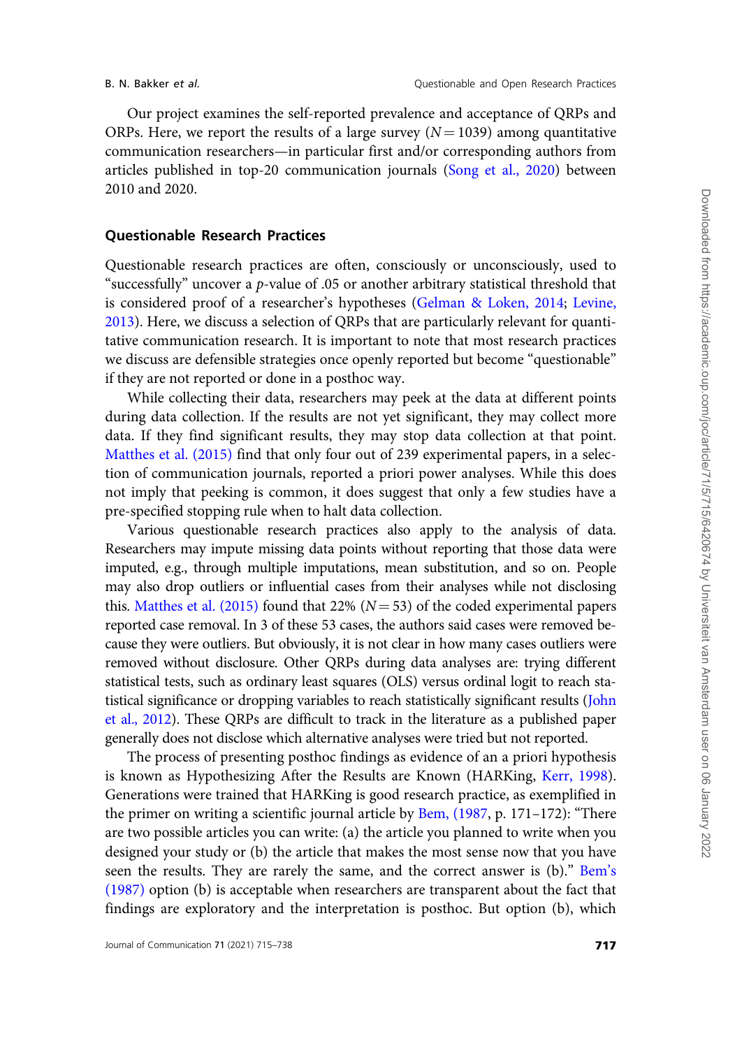Our project examines the self-reported prevalence and acceptance of QRPs and ORPs. Here, we report the results of a large survey ($N = 1039$) among quantitative communication researchers—in particular first and/or corresponding authors from articles published in top-20 communication journals (Song et al., 2020) between 2010 and 2020.

## Questionable Research Practices

Questionable research practices are often, consciously or unconsciously, used to "successfully" uncover a *p*-value of .05 or another arbitrary statistical threshold that is considered proof of a researcher's hypotheses (Gelman & Loken, 2014; Levine, 2013). Here, we discuss a selection of QRPs that are particularly relevant for quantitative communication research. It is important to note that most research practices we discuss are defensible strategies once openly reported but become "questionable" if they are not reported or done in a posthoc way.

While collecting their data, researchers may peek at the data at different points during data collection. If the results are not yet significant, they may collect more data. If they find significant results, they may stop data collection at that point. Matthes et al. (2015) find that only four out of 239 experimental papers, in a selection of communication journals, reported a priori power analyses. While this does not imply that peeking is common, it does suggest that only a few studies have a pre-specified stopping rule when to halt data collection.

Various questionable research practices also apply to the analysis of data. Researchers may impute missing data points without reporting that those data were imputed, e.g., through multiple imputations, mean substitution, and so on. People may also drop outliers or influential cases from their analyses while not disclosing this. Matthes et al. (2015) found that 22% ($N = 53$) of the coded experimental papers reported case removal. In 3 of these 53 cases, the authors said cases were removed because they were outliers. But obviously, it is not clear in how many cases outliers were removed without disclosure. Other QRPs during data analyses are: trying different statistical tests, such as ordinary least squares (OLS) versus ordinal logit to reach statistical significance or dropping variables to reach statistically significant results (John et al., 2012). These QRPs are difficult to track in the literature as a published paper generally does not disclose which alternative analyses were tried but not reported.

The process of presenting posthoc findings as evidence of an a priori hypothesis is known as Hypothesizing After the Results are Known (HARKing, Kerr, 1998). Generations were trained that HARKing is good research practice, as exemplified in the primer on writing a scientific journal article by Bem, (1987, p. 171–172): "There are two possible articles you can write: (a) the article you planned to write when you designed your study or (b) the article that makes the most sense now that you have seen the results. They are rarely the same, and the correct answer is (b)." Bem's (1987) option (b) is acceptable when researchers are transparent about the fact that findings are exploratory and the interpretation is posthoc. But option (b), which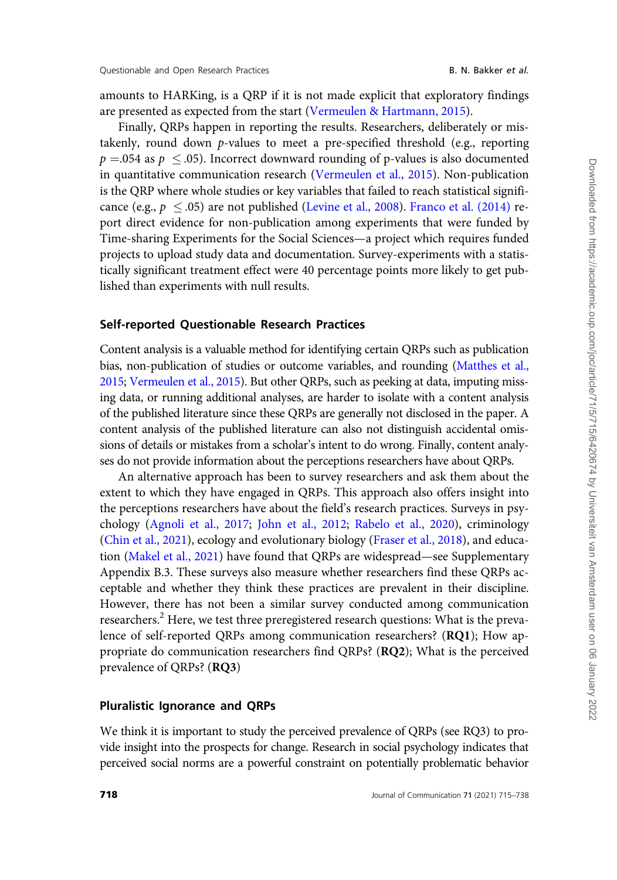amounts to HARKing, is a QRP if it is not made explicit that exploratory findings are presented as expected from the start (Vermeulen & Hartmann, 2015).

Finally, QRPs happen in reporting the results. Researchers, deliberately or mistakenly, round down *p*-values to meet a pre-specified threshold (e.g., reporting $p = .054$ as $p \leq .05$). Incorrect downward rounding of p-values is also documented in quantitative communication research (Vermeulen et al., 2015). Non-publication is the QRP where whole studies or key variables that failed to reach statistical significance (e.g., $p \leq .05$) are not published (Levine et al., 2008). Franco et al. (2014) report direct evidence for non-publication among experiments that were funded by Time-sharing Experiments for the Social Sciences—a project which requires funded projects to upload study data and documentation. Survey-experiments with a statistically significant treatment effect were 40 percentage points more likely to get published than experiments with null results.

## Self-reported Questionable Research Practices

Content analysis is a valuable method for identifying certain QRPs such as publication bias, non-publication of studies or outcome variables, and rounding (Matthes et al., 2015; Vermeulen et al., 2015). But other QRPs, such as peeking at data, imputing missing data, or running additional analyses, are harder to isolate with a content analysis of the published literature since these QRPs are generally not disclosed in the paper. A content analysis of the published literature can also not distinguish accidental omissions of details or mistakes from a scholar's intent to do wrong. Finally, content analyses do not provide information about the perceptions researchers have about QRPs.

An alternative approach has been to survey researchers and ask them about the extent to which they have engaged in QRPs. This approach also offers insight into the perceptions researchers have about the field's research practices. Surveys in psychology (Agnoli et al., 2017; John et al., 2012; Rabelo et al., 2020), criminology (Chin et al., 2021), ecology and evolutionary biology (Fraser et al., 2018), and education (Makel et al., 2021) have found that QRPs are widespread—see Supplementary Appendix B.3. These surveys also measure whether researchers find these QRPs acceptable and whether they think these practices are prevalent in their discipline. However, there has not been a similar survey conducted among communication researchers.[2] Here, we test three preregistered research questions: What is the prevalence of self-reported QRPs among communication researchers? (**RQ1**); How appropriate do communication researchers find QRPs? (**RQ2**); What is the perceived prevalence of QRPs? (**RQ3**)

## Pluralistic Ignorance and QRPs

We think it is important to study the perceived prevalence of QRPs (see RQ3) to provide insight into the prospects for change. Research in social psychology indicates that perceived social norms are a powerful constraint on potentially problematic behavior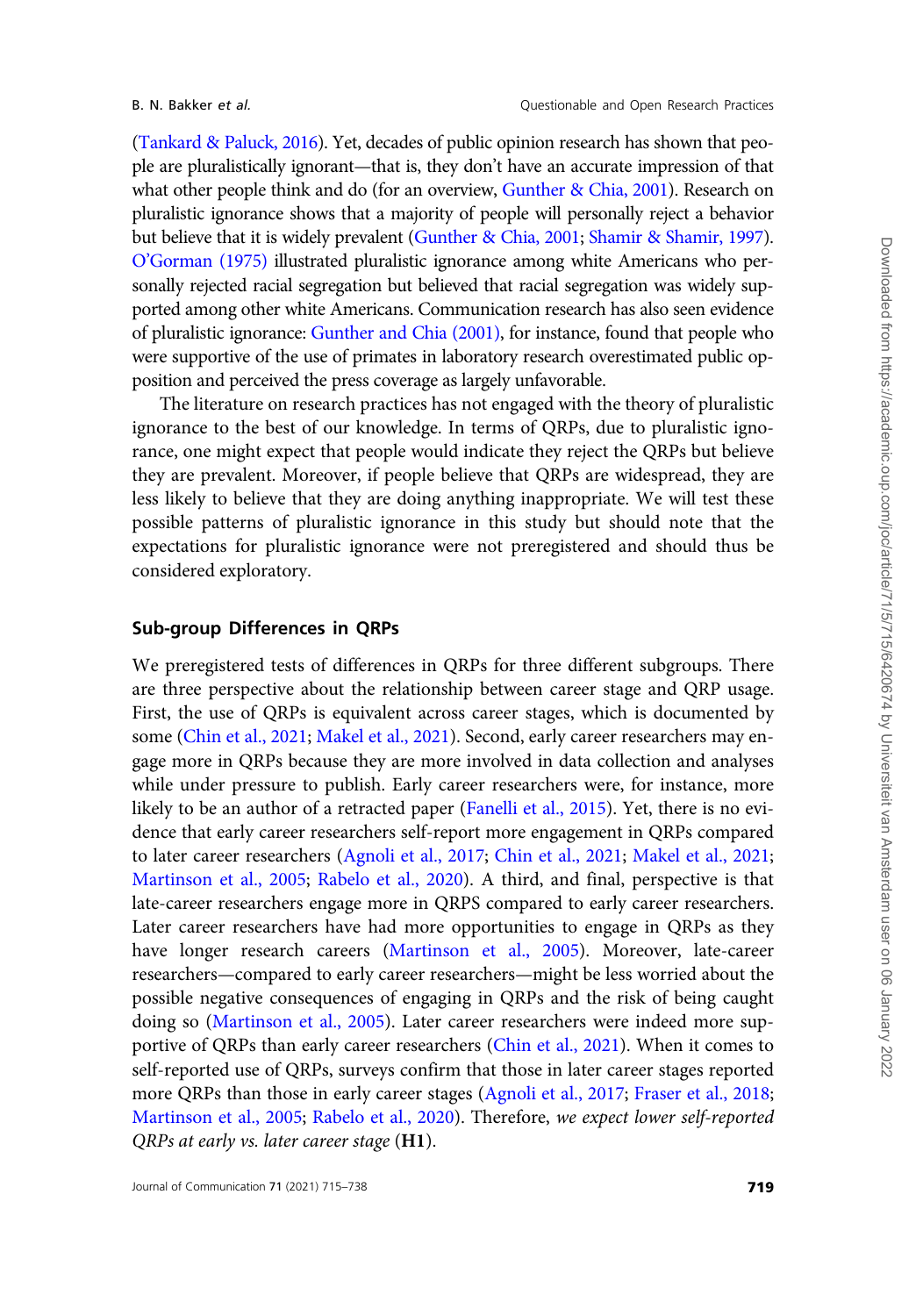(Tankard & Paluck, 2016). Yet, decades of public opinion research has shown that people are pluralistically ignorant—that is, they don't have an accurate impression of that what other people think and do (for an overview, Gunther & Chia, 2001). Research on pluralistic ignorance shows that a majority of people will personally reject a behavior but believe that it is widely prevalent (Gunther & Chia, 2001; Shamir & Shamir, 1997). O'Gorman (1975) illustrated pluralistic ignorance among white Americans who personally rejected racial segregation but believed that racial segregation was widely supported among other white Americans. Communication research has also seen evidence of pluralistic ignorance: Gunther and Chia (2001), for instance, found that people who were supportive of the use of primates in laboratory research overestimated public opposition and perceived the press coverage as largely unfavorable.

The literature on research practices has not engaged with the theory of pluralistic ignorance to the best of our knowledge. In terms of QRPs, due to pluralistic ignorance, one might expect that people would indicate they reject the QRPs but believe they are prevalent. Moreover, if people believe that QRPs are widespread, they are less likely to believe that they are doing anything inappropriate. We will test these possible patterns of pluralistic ignorance in this study but should note that the expectations for pluralistic ignorance were not preregistered and should thus be considered exploratory.

## Sub-group Differences in QRPs

We preregistered tests of differences in QRPs for three different subgroups. There are three perspective about the relationship between career stage and QRP usage. First, the use of QRPs is equivalent across career stages, which is documented by some (Chin et al., 2021; Makel et al., 2021). Second, early career researchers may engage more in QRPs because they are more involved in data collection and analyses while under pressure to publish. Early career researchers were, for instance, more likely to be an author of a retracted paper (Fanelli et al., 2015). Yet, there is no evidence that early career researchers self-report more engagement in QRPs compared to later career researchers (Agnoli et al., 2017; Chin et al., 2021; Makel et al., 2021; Martinson et al., 2005; Rabelo et al., 2020). A third, and final, perspective is that late-career researchers engage more in QRPS compared to early career researchers. Later career researchers have had more opportunities to engage in QRPs as they have longer research careers (Martinson et al., 2005). Moreover, late-career researchers—compared to early career researchers—might be less worried about the possible negative consequences of engaging in QRPs and the risk of being caught doing so (Martinson et al., 2005). Later career researchers were indeed more supportive of QRPs than early career researchers (Chin et al., 2021). When it comes to self-reported use of QRPs, surveys confirm that those in later career stages reported more QRPs than those in early career stages (Agnoli et al., 2017; Fraser et al., 2018; Martinson et al., 2005; Rabelo et al., 2020). Therefore, *we expect lower self-reported QRPs at early vs. later career stage* (**H1**).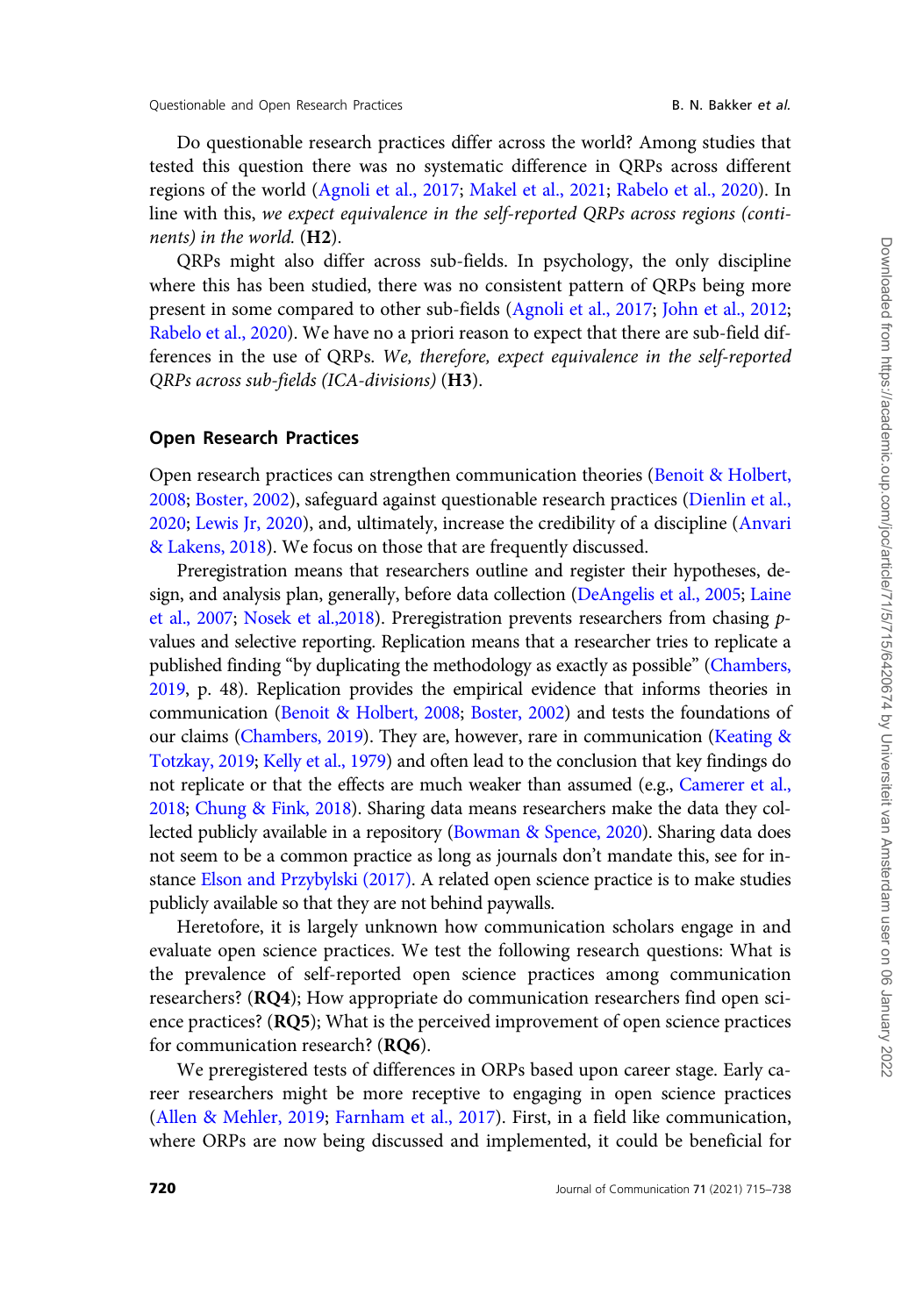Do questionable research practices differ across the world? Among studies that tested this question there was no systematic difference in QRPs across different regions of the world (Agnoli et al., 2017; Makel et al., 2021; Rabelo et al., 2020). In line with this, *we expect equivalence in the self-reported QRPs across regions (continents) in the world.* (**H2**).

QRPs might also differ across sub-fields. In psychology, the only discipline where this has been studied, there was no consistent pattern of QRPs being more present in some compared to other sub-fields (Agnoli et al., 2017; John et al., 2012; Rabelo et al., 2020). We have no a priori reason to expect that there are sub-field differences in the use of QRPs. *We, therefore, expect equivalence in the self-reported QRPs across sub-fields (ICA-divisions)* (**H3**).

## Open Research Practices

Open research practices can strengthen communication theories (Benoit & Holbert, 2008; Boster, 2002), safeguard against questionable research practices (Dienlin et al., 2020; Lewis Jr, 2020), and, ultimately, increase the credibility of a discipline (Anvari & Lakens, 2018). We focus on those that are frequently discussed.

Preregistration means that researchers outline and register their hypotheses, design, and analysis plan, generally, before data collection (DeAngelis et al., 2005; Laine et al., 2007; Nosek et al.,2018). Preregistration prevents researchers from chasing *p*-values and selective reporting. Replication means that a researcher tries to replicate a published finding "by duplicating the methodology as exactly as possible" (Chambers, 2019, p. 48). Replication provides the empirical evidence that informs theories in communication (Benoit & Holbert, 2008; Boster, 2002) and tests the foundations of our claims (Chambers, 2019). They are, however, rare in communication (Keating & Totzkay, 2019; Kelly et al., 1979) and often lead to the conclusion that key findings do not replicate or that the effects are much weaker than assumed (e.g., Camerer et al., 2018; Chung & Fink, 2018). Sharing data means researchers make the data they collected publicly available in a repository (Bowman & Spence, 2020). Sharing data does not seem to be a common practice as long as journals don't mandate this, see for instance Elson and Przybylski (2017). A related open science practice is to make studies publicly available so that they are not behind paywalls.

Heretofore, it is largely unknown how communication scholars engage in and evaluate open science practices. We test the following research questions: What is the prevalence of self-reported open science practices among communication researchers? (**RQ4**); How appropriate do communication researchers find open science practices? (**RQ5**); What is the perceived improvement of open science practices for communication research? (**RQ6**).

We preregistered tests of differences in ORPs based upon career stage. Early career researchers might be more receptive to engaging in open science practices (Allen & Mehler, 2019; Farnham et al., 2017). First, in a field like communication, where ORPs are now being discussed and implemented, it could be beneficial for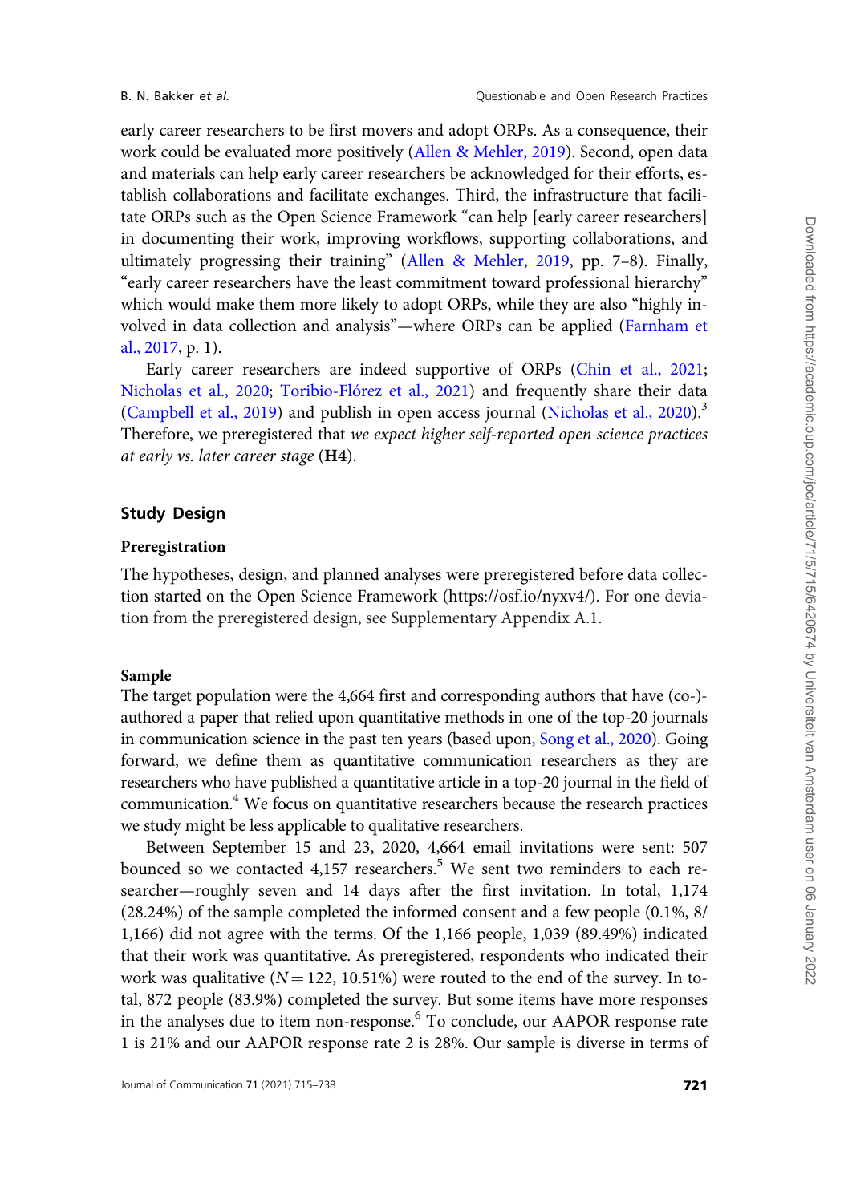early career researchers to be first movers and adopt ORPs. As a consequence, their work could be evaluated more positively (Allen & Mehler, 2019). Second, open data and materials can help early career researchers be acknowledged for their efforts, establish collaborations and facilitate exchanges. Third, the infrastructure that facilitate ORPs such as the Open Science Framework "can help [early career researchers] in documenting their work, improving workflows, supporting collaborations, and ultimately progressing their training" (Allen & Mehler, 2019, pp. 7–8). Finally, "early career researchers have the least commitment toward professional hierarchy" which would make them more likely to adopt ORPs, while they are also "highly involved in data collection and analysis"—where ORPs can be applied (Farnham et al., 2017, p. 1).

Early career researchers are indeed supportive of ORPs (Chin et al., 2021; Nicholas et al., 2020; Toribio-Flórez et al., 2021) and frequently share their data (Campbell et al., 2019) and publish in open access journal (Nicholas et al., 2020).[3] Therefore, we preregistered that *we expect higher self-reported open science practices at early vs. later career stage* (**H4**).

## Study Design

### Preregistration

The hypotheses, design, and planned analyses were preregistered before data collection started on the Open Science Framework (https://osf.io/nyxv4/). For one deviation from the preregistered design, see Supplementary Appendix A.1.

### Sample

The target population were the 4,664 first and corresponding authors that have (co-)authored a paper that relied upon quantitative methods in one of the top-20 journals in communication science in the past ten years (based upon, Song et al., 2020). Going forward, we define them as quantitative communication researchers as they are researchers who have published a quantitative article in a top-20 journal in the field of communication.[4] We focus on quantitative researchers because the research practices we study might be less applicable to qualitative researchers.

Between September 15 and 23, 2020, 4,664 email invitations were sent: 507 bounced so we contacted 4,157 researchers.[5] We sent two reminders to each researcher—roughly seven and 14 days after the first invitation. In total, 1,174 (28.24%) of the sample completed the informed consent and a few people (0.1%, 8/1,166) did not agree with the terms. Of the 1,166 people, 1,039 (89.49%) indicated that their work was quantitative. As preregistered, respondents who indicated their work was qualitative ($N = 122$, 10.51%) were routed to the end of the survey. In total, 872 people (83.9%) completed the survey. But some items have more responses in the analyses due to item non-response.[6] To conclude, our AAPOR response rate 1 is 21% and our AAPOR response rate 2 is 28%. Our sample is diverse in terms of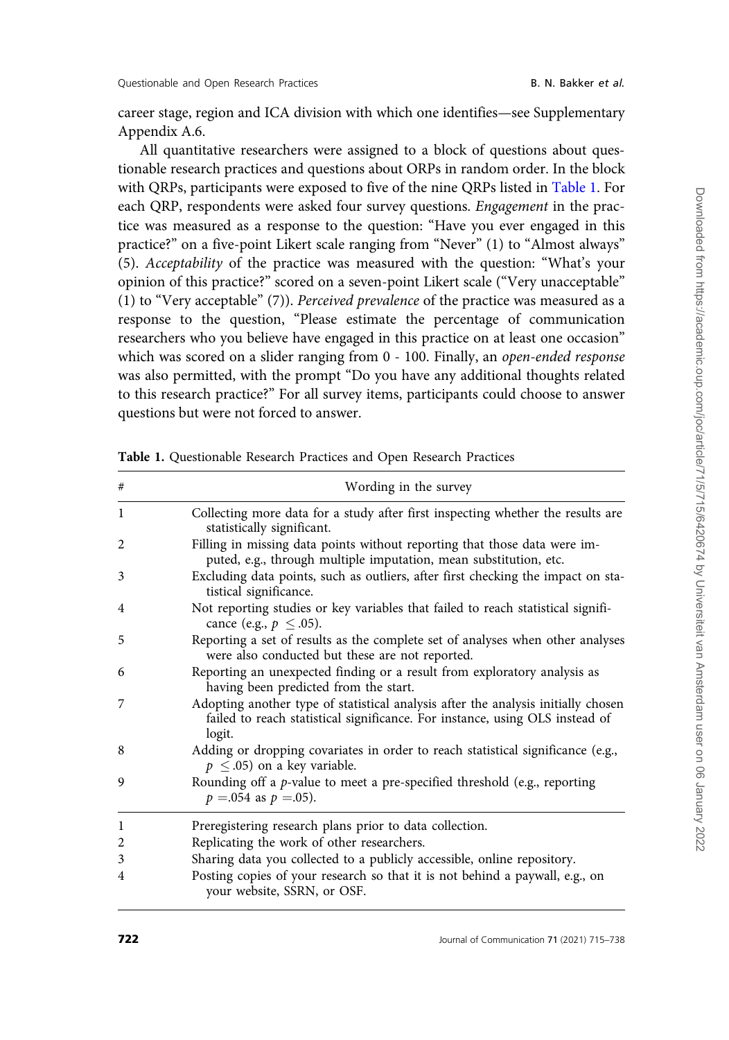career stage, region and ICA division with which one identifies—see Supplementary Appendix A.6.

All quantitative researchers were assigned to a block of questions about questionable research practices and questions about ORPs in random order. In the block with QRPs, participants were exposed to five of the nine QRPs listed in Table 1. For each QRP, respondents were asked four survey questions. *Engagement* in the practice was measured as a response to the question: "Have you ever engaged in this practice?" on a five-point Likert scale ranging from "Never" (1) to "Almost always" (5). *Acceptability* of the practice was measured with the question: "What's your opinion of this practice?" scored on a seven-point Likert scale ("Very unacceptable" (1) to "Very acceptable" (7)). *Perceived prevalence* of the practice was measured as a response to the question, "Please estimate the percentage of communication researchers who you believe have engaged in this practice on at least one occasion" which was scored on a slider ranging from 0 - 100. Finally, an *open-ended response* was also permitted, with the prompt "Do you have any additional thoughts related to this research practice?" For all survey items, participants could choose to answer questions but were not forced to answer.

**Table 1.** Questionable Research Practices and Open Research Practices

| # | Wording in the survey |
|---|---|
| 1 | Collecting more data for a study after first inspecting whether the results are statistically significant. |
| 2 | Filling in missing data points without reporting that those data were imputed, e.g., through multiple imputation, mean substitution, etc. |
| 3 | Excluding data points, such as outliers, after first checking the impact on statistical significance. |
| 4 | Not reporting studies or key variables that failed to reach statistical significance (e.g., $p \leq .05$). |
| 5 | Reporting a set of results as the complete set of analyses when other analyses were also conducted but these are not reported. |
| 6 | Reporting an unexpected finding or a result from exploratory analysis as having been predicted from the start. |
| 7 | Adopting another type of statistical analysis after the analysis initially chosen failed to reach statistical significance. For instance, using OLS instead of logit. |
| 8 | Adding or dropping covariates in order to reach statistical significance (e.g., $p \leq .05$) on a key variable. |
| 9 | Rounding off a *p*-value to meet a pre-specified threshold (e.g., reporting $p = .054$ as $p = .05$). |
| 1 | Preregistering research plans prior to data collection. |
| 2 | Replicating the work of other researchers. |
| 3 | Sharing data you collected to a publicly accessible, online repository. |
| 4 | Posting copies of your research so that it is not behind a paywall, e.g., on your website, SSRN, or OSF. |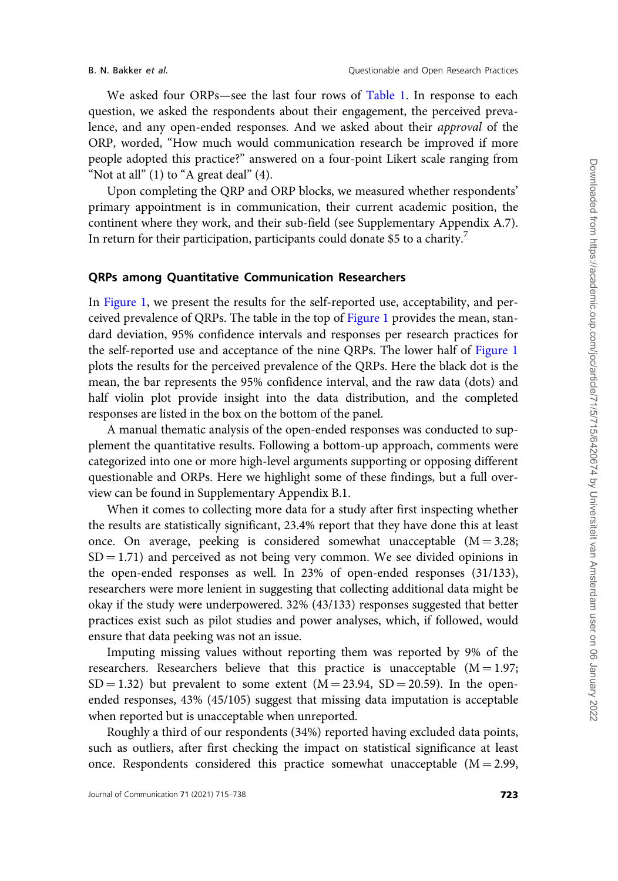We asked four ORPs—see the last four rows of Table 1. In response to each question, we asked the respondents about their engagement, the perceived prevalence, and any open-ended responses. And we asked about their *approval* of the ORP, worded, "How much would communication research be improved if more people adopted this practice?" answered on a four-point Likert scale ranging from "Not at all" (1) to "A great deal" (4).

Upon completing the QRP and ORP blocks, we measured whether respondents' primary appointment is in communication, their current academic position, the continent where they work, and their sub-field (see Supplementary Appendix A.7). In return for their participation, participants could donate $5 to a charity.[7]

## QRPs among Quantitative Communication Researchers

In Figure 1, we present the results for the self-reported use, acceptability, and perceived prevalence of QRPs. The table in the top of Figure 1 provides the mean, standard deviation, 95% confidence intervals and responses per research practices for the self-reported use and acceptance of the nine QRPs. The lower half of Figure 1 plots the results for the perceived prevalence of the QRPs. Here the black dot is the mean, the bar represents the 95% confidence interval, and the raw data (dots) and half violin plot provide insight into the data distribution, and the completed responses are listed in the box on the bottom of the panel.

A manual thematic analysis of the open-ended responses was conducted to supplement the quantitative results. Following a bottom-up approach, comments were categorized into one or more high-level arguments supporting or opposing different questionable and ORPs. Here we highlight some of these findings, but a full overview can be found in Supplementary Appendix B.1.

When it comes to collecting more data for a study after first inspecting whether the results are statistically significant, 23.4% report that they have done this at least once. On average, peeking is considered somewhat unacceptable ($M = 3.28$; $SD = 1.71$) and perceived as not being very common. We see divided opinions in the open-ended responses as well. In 23% of open-ended responses (31/133), researchers were more lenient in suggesting that collecting additional data might be okay if the study were underpowered. 32% (43/133) responses suggested that better practices exist such as pilot studies and power analyses, which, if followed, would ensure that data peeking was not an issue.

Imputing missing values without reporting them was reported by 9% of the researchers. Researchers believe that this practice is unacceptable ($M = 1.97$; $SD = 1.32$) but prevalent to some extent ($M = 23.94$, $SD = 20.59$). In the open-ended responses, 43% (45/105) suggest that missing data imputation is acceptable when reported but is unacceptable when unreported.

Roughly a third of our respondents (34%) reported having excluded data points, such as outliers, after first checking the impact on statistical significance at least once. Respondents considered this practice somewhat unacceptable ($M = 2.99$,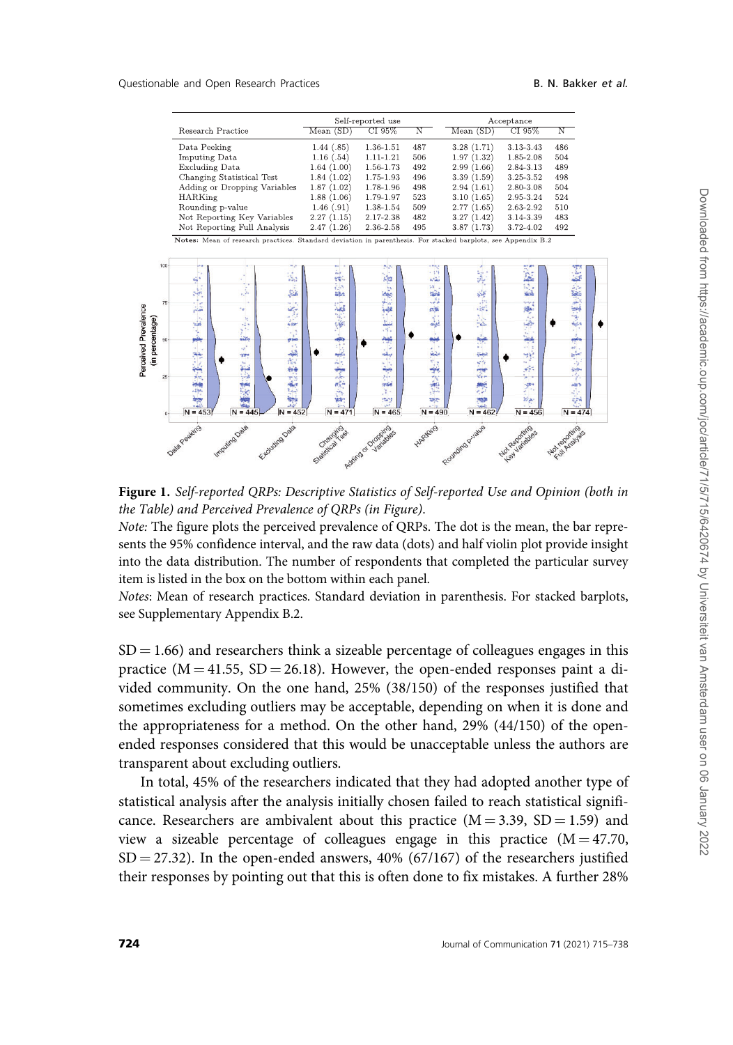| Research Practice | Self-reported use | | | Acceptance | | |
|---|---|---|---|---|---|---|
| | Mean (SD) | CI 95% | N | Mean (SD) | CI 95% | N |
| Data Peeking | 1.44 (.85) | 1.36-1.51 | 487 | 3.28 (1.71) | 3.13-3.43 | 486 |
| Imputing Data | 1.16 (.54) | 1.11-1.21 | 506 | 1.97 (1.32) | 1.85-2.08 | 504 |
| Excluding Data | 1.64 (1.00) | 1.56-1.73 | 492 | 2.99 (1.66) | 2.84-3.13 | 489 |
| Changing Statistical Test | 1.84 (1.02) | 1.75-1.93 | 496 | 3.39 (1.59) | 3.25-3.52 | 498 |
| Adding or Dropping Variables | 1.87 (1.02) | 1.78-1.96 | 498 | 2.94 (1.61) | 2.80-3.08 | 504 |
| HARKing | 1.88 (1.06) | 1.79-1.97 | 523 | 3.10 (1.65) | 2.95-3.24 | 524 |
| Rounding p-value | 1.46 (.91) | 1.38-1.54 | 509 | 2.77 (1.65) | 2.63-2.92 | 510 |
| Not Reporting Key Variables | 2.27 (1.15) | 2.17-2.38 | 482 | 3.27 (1.42) | 3.14-3.39 | 483 |
| Not Reporting Full Analysis | 2.47 (1.26) | 2.36-2.58 | 495 | 3.87 (1.73) | 3.72-4.02 | 492 |

**Notes:** Mean of research practices. Standard deviation in parenthesis. For stacked barplots, see Appendix B.2

**Figure 1.** *Self-reported QRPs: Descriptive Statistics of Self-reported Use and Opinion (both in the Table) and Perceived Prevalence of QRPs (in Figure).*

*Note:* The figure plots the perceived prevalence of QRPs. The dot is the mean, the bar represents the 95% confidence interval, and the raw data (dots) and half violin plot provide insight into the data distribution. The number of respondents that completed the particular survey item is listed in the box on the bottom within each panel.

*Notes*: Mean of research practices. Standard deviation in parenthesis. For stacked barplots, see Supplementary Appendix B.2.

SD = 1.66) and researchers think a sizeable percentage of colleagues engages in this practice (M = 41.55, SD = 26.18). However, the open-ended responses paint a divided community. On the one hand, 25% (38/150) of the responses justified that sometimes excluding outliers may be acceptable, depending on when it is done and the appropriateness for a method. On the other hand, 29% (44/150) of the open-ended responses considered that this would be unacceptable unless the authors are transparent about excluding outliers.

In total, 45% of the researchers indicated that they had adopted another type of statistical analysis after the analysis initially chosen failed to reach statistical significance. Researchers are ambivalent about this practice (M = 3.39, SD = 1.59) and view a sizeable percentage of colleagues engage in this practice (M = 47.70, SD = 27.32). In the open-ended answers, 40% (67/167) of the researchers justified their responses by pointing out that this is often done to fix mistakes. A further 28%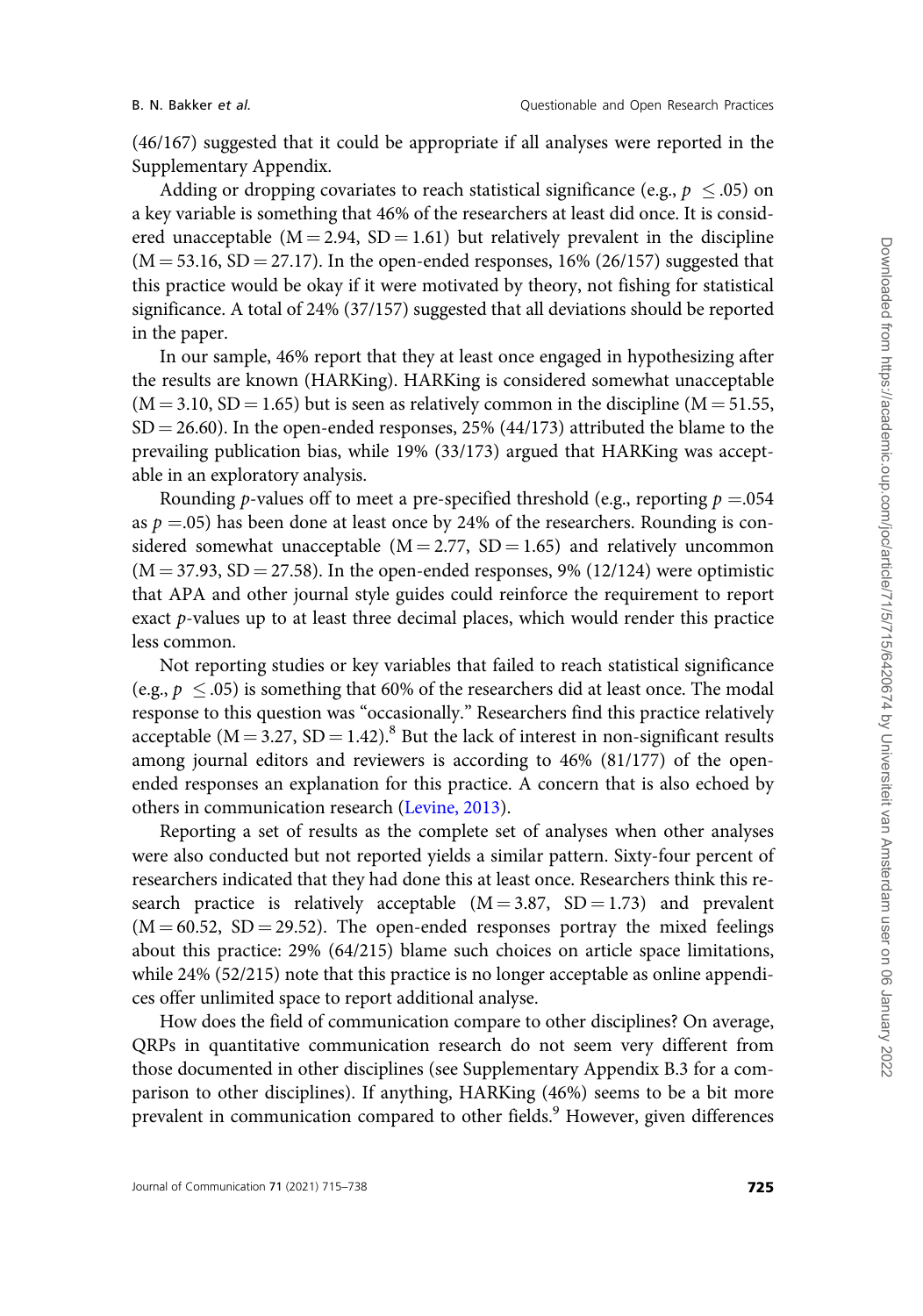(46/167) suggested that it could be appropriate if all analyses were reported in the Supplementary Appendix.

Adding or dropping covariates to reach statistical significance (e.g., $p \leq .05$) on a key variable is something that 46% of the researchers at least did once. It is considered unacceptable ($M = 2.94$, $SD = 1.61$) but relatively prevalent in the discipline ($M = 53.16$, $SD = 27.17$). In the open-ended responses, 16% (26/157) suggested that this practice would be okay if it were motivated by theory, not fishing for statistical significance. A total of 24% (37/157) suggested that all deviations should be reported in the paper.

In our sample, 46% report that they at least once engaged in hypothesizing after the results are known (HARKing). HARKing is considered somewhat unacceptable ($M = 3.10$, $SD = 1.65$) but is seen as relatively common in the discipline ($M = 51.55$, $SD = 26.60$). In the open-ended responses, 25% (44/173) attributed the blame to the prevailing publication bias, while 19% (33/173) argued that HARKing was acceptable in an exploratory analysis.

Rounding *p*-values off to meet a pre-specified threshold (e.g., reporting $p = .054$ as $p = .05$) has been done at least once by 24% of the researchers. Rounding is considered somewhat unacceptable ($M = 2.77$, $SD = 1.65$) and relatively uncommon ($M = 37.93$, $SD = 27.58$). In the open-ended responses, 9% (12/124) were optimistic that APA and other journal style guides could reinforce the requirement to report exact *p*-values up to at least three decimal places, which would render this practice less common.

Not reporting studies or key variables that failed to reach statistical significance (e.g., $p \leq .05$) is something that 60% of the researchers did at least once. The modal response to this question was "occasionally." Researchers find this practice relatively acceptable ($M = 3.27$, $SD = 1.42$).[8] But the lack of interest in non-significant results among journal editors and reviewers is according to 46% (81/177) of the open-ended responses an explanation for this practice. A concern that is also echoed by others in communication research (Levine, 2013).

Reporting a set of results as the complete set of analyses when other analyses were also conducted but not reported yields a similar pattern. Sixty-four percent of researchers indicated that they had done this at least once. Researchers think this research practice is relatively acceptable ($M = 3.87$, $SD = 1.73$) and prevalent ($M = 60.52$, $SD = 29.52$). The open-ended responses portray the mixed feelings about this practice: 29% (64/215) blame such choices on article space limitations, while 24% (52/215) note that this practice is no longer acceptable as online appendices offer unlimited space to report additional analyse.

How does the field of communication compare to other disciplines? On average, QRPs in quantitative communication research do not seem very different from those documented in other disciplines (see Supplementary Appendix B.3 for a comparison to other disciplines). If anything, HARKing (46%) seems to be a bit more prevalent in communication compared to other fields.[9] However, given differences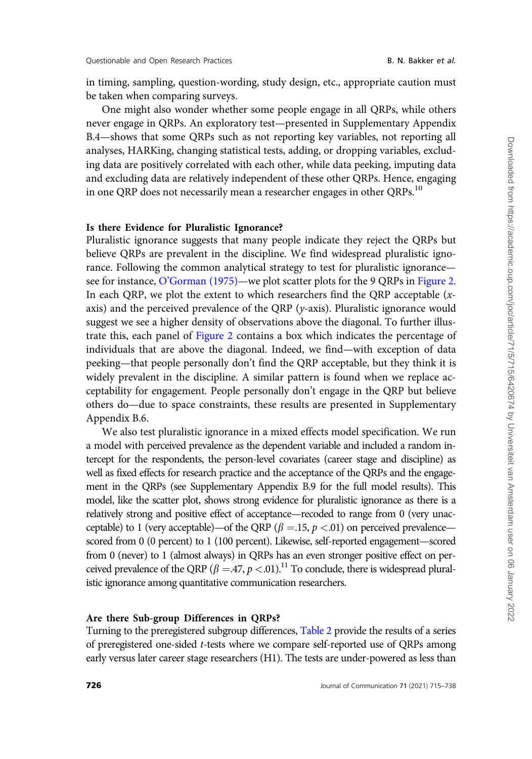in timing, sampling, question-wording, study design, etc., appropriate caution must be taken when comparing surveys.

One might also wonder whether some people engage in all QRPs, while others never engage in QRPs. An exploratory test—presented in Supplementary Appendix B.4—shows that some QRPs such as not reporting key variables, not reporting all analyses, HARKing, changing statistical tests, adding, or dropping variables, excluding data are positively correlated with each other, while data peeking, imputing data and excluding data are relatively independent of these other QRPs. Hence, engaging in one QRP does not necessarily mean a researcher engages in other QRPs.[10]

### Is there Evidence for Pluralistic Ignorance?

Pluralistic ignorance suggests that many people indicate they reject the QRPs but believe QRPs are prevalent in the discipline. We find widespread pluralistic ignorance. Following the common analytical strategy to test for pluralistic ignorance—see for instance, O'Gorman (1975)—we plot scatter plots for the 9 QRPs in Figure 2. In each QRP, we plot the extent to which researchers find the QRP acceptable ($x$-axis) and the perceived prevalence of the QRP ($y$-axis). Pluralistic ignorance would suggest we see a higher density of observations above the diagonal. To further illustrate this, each panel of Figure 2 contains a box which indicates the percentage of individuals that are above the diagonal. Indeed, we find—with exception of data peeking—that people personally don't find the QRP acceptable, but they think it is widely prevalent in the discipline. A similar pattern is found when we replace acceptability for engagement. People personally don't engage in the QRP but believe others do—due to space constraints, these results are presented in Supplementary Appendix B.6.

We also test pluralistic ignorance in a mixed effects model specification. We run a model with perceived prevalence as the dependent variable and included a random intercept for the respondents, the person-level covariates (career stage and discipline) as well as fixed effects for research practice and the acceptance of the QRPs and the engagement in the QRPs (see Supplementary Appendix B.9 for the full model results). This model, like the scatter plot, shows strong evidence for pluralistic ignorance as there is a relatively strong and positive effect of acceptance—recoded to range from 0 (very unacceptable) to 1 (very acceptable)—of the QRP ($\beta = .15$, $p < .01$) on perceived prevalence—scored from 0 (0 percent) to 1 (100 percent). Likewise, self-reported engagement—scored from 0 (never) to 1 (almost always) in QRPs has an even stronger positive effect on perceived prevalence of the QRP ($\beta = .47$, $p < .01$).[11] To conclude, there is widespread pluralistic ignorance among quantitative communication researchers.

### Are there Sub-group Differences in QRPs?

Turning to the preregistered subgroup differences, Table 2 provide the results of a series of preregistered one-sided $t$-tests where we compare self-reported use of QRPs among early versus later career stage researchers (H1). The tests are under-powered as less than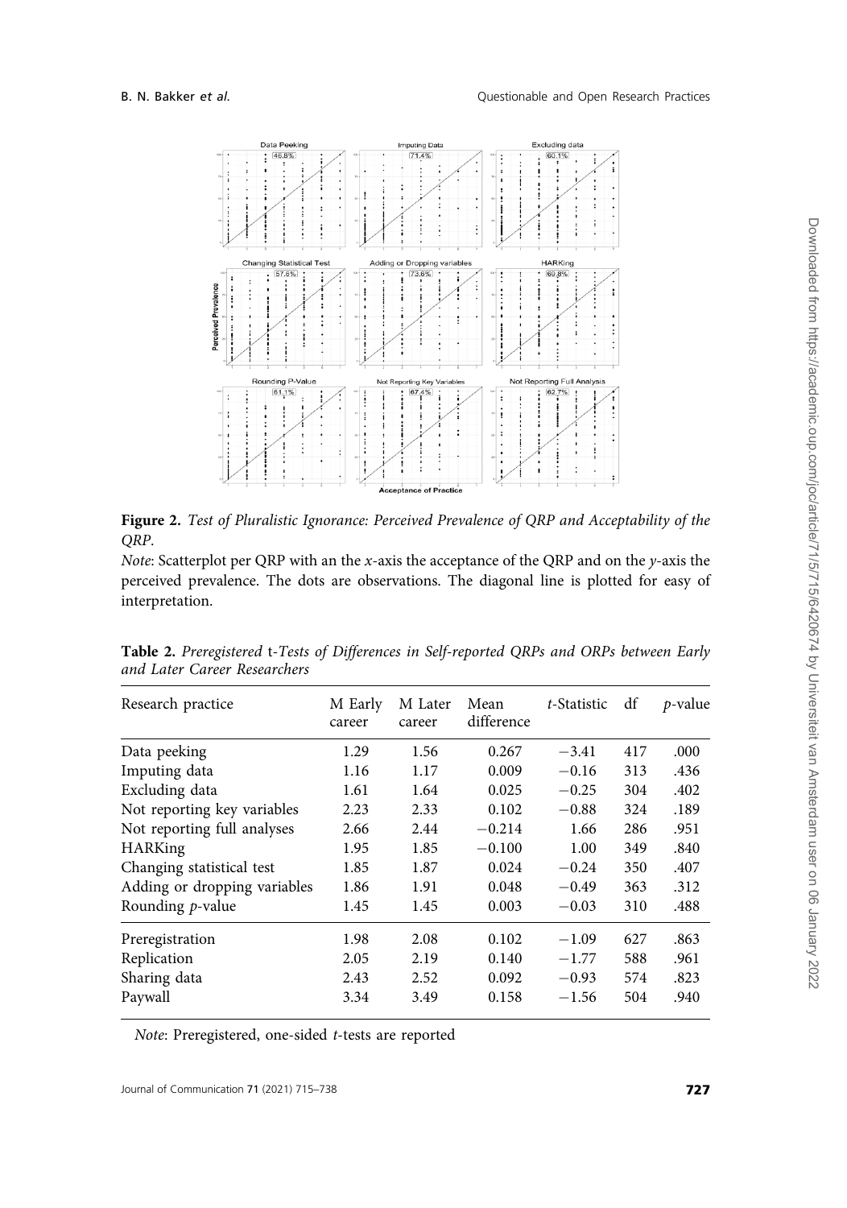**Figure 2.** *Test of Pluralistic Ignorance: Perceived Prevalence of QRP and Acceptability of the QRP.*

*Note*: Scatterplot per QRP with an the *x*-axis the acceptance of the QRP and on the *y*-axis the perceived prevalence. The dots are observations. The diagonal line is plotted for easy of interpretation.

**Table 2.** *Preregistered* t*-Tests of Differences in Self-reported QRPs and ORPs between Early and Later Career Researchers*

| Research practice | M Early career | M Later career | Mean difference | *t*-Statistic | df | *p*-value |
|---|---|---|---|---|---|---|
| Data peeking | 1.29 | 1.56 | 0.267 | −3.41 | 417 | .000 |
| Imputing data | 1.16 | 1.17 | 0.009 | −0.16 | 313 | .436 |
| Excluding data | 1.61 | 1.64 | 0.025 | −0.25 | 304 | .402 |
| Not reporting key variables | 2.23 | 2.33 | 0.102 | −0.88 | 324 | .189 |
| Not reporting full analyses | 2.66 | 2.44 | −0.214 | 1.66 | 286 | .951 |
| HARKing | 1.95 | 1.85 | −0.100 | 1.00 | 349 | .840 |
| Changing statistical test | 1.85 | 1.87 | 0.024 | −0.24 | 350 | .407 |
| Adding or dropping variables | 1.86 | 1.91 | 0.048 | −0.49 | 363 | .312 |
| Rounding *p*-value | 1.45 | 1.45 | 0.003 | −0.03 | 310 | .488 |
| Preregistration | 1.98 | 2.08 | 0.102 | −1.09 | 627 | .863 |
| Replication | 2.05 | 2.19 | 0.140 | −1.77 | 588 | .961 |
| Sharing data | 2.43 | 2.52 | 0.092 | −0.93 | 574 | .823 |
| Paywall | 3.34 | 3.49 | 0.158 | −1.56 | 504 | .940 |

*Note*: Preregistered, one-sided *t*-tests are reported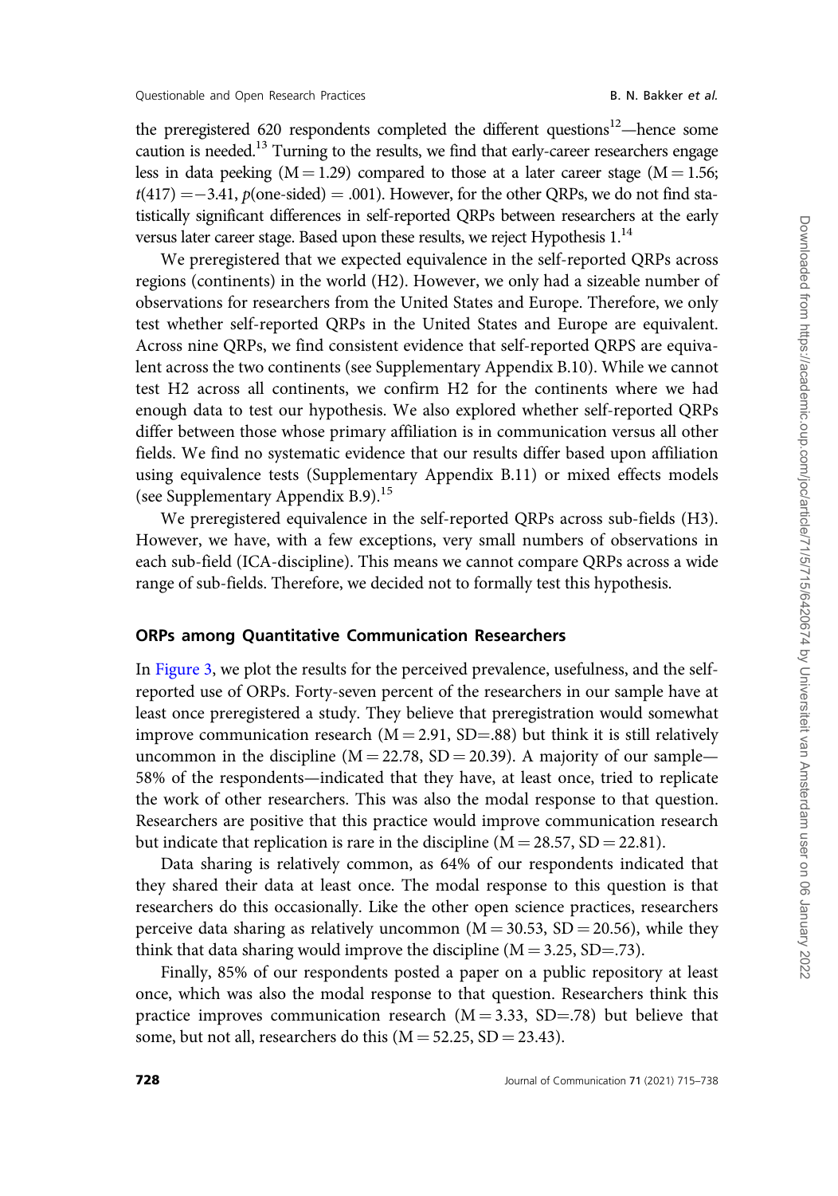the preregistered 620 respondents completed the different questions[12]—hence some caution is needed.[13] Turning to the results, we find that early-career researchers engage less in data peeking (M = 1.29) compared to those at a later career stage (M = 1.56; $t(417) = -3.41$, $p$(one-sided) = .001). However, for the other QRPs, we do not find statistically significant differences in self-reported QRPs between researchers at the early versus later career stage. Based upon these results, we reject Hypothesis 1.[14]

We preregistered that we expected equivalence in the self-reported QRPs across regions (continents) in the world (H2). However, we only had a sizeable number of observations for researchers from the United States and Europe. Therefore, we only test whether self-reported QRPs in the United States and Europe are equivalent. Across nine QRPs, we find consistent evidence that self-reported QRPS are equivalent across the two continents (see Supplementary Appendix B.10). While we cannot test H2 across all continents, we confirm H2 for the continents where we had enough data to test our hypothesis. We also explored whether self-reported QRPs differ between those whose primary affiliation is in communication versus all other fields. We find no systematic evidence that our results differ based upon affiliation using equivalence tests (Supplementary Appendix B.11) or mixed effects models (see Supplementary Appendix B.9).[15]

We preregistered equivalence in the self-reported QRPs across sub-fields (H3). However, we have, with a few exceptions, very small numbers of observations in each sub-field (ICA-discipline). This means we cannot compare QRPs across a wide range of sub-fields. Therefore, we decided not to formally test this hypothesis.

### ORPs among Quantitative Communication Researchers

In Figure 3, we plot the results for the perceived prevalence, usefulness, and the self-reported use of ORPs. Forty-seven percent of the researchers in our sample have at least once preregistered a study. They believe that preregistration would somewhat improve communication research (M = 2.91, SD=.88) but think it is still relatively uncommon in the discipline (M = 22.78, SD = 20.39). A majority of our sample—58% of the respondents—indicated that they have, at least once, tried to replicate the work of other researchers. This was also the modal response to that question. Researchers are positive that this practice would improve communication research but indicate that replication is rare in the discipline (M = 28.57, SD = 22.81).

Data sharing is relatively common, as 64% of our respondents indicated that they shared their data at least once. The modal response to this question is that researchers do this occasionally. Like the other open science practices, researchers perceive data sharing as relatively uncommon (M = 30.53, SD = 20.56), while they think that data sharing would improve the discipline (M = 3.25, SD=.73).

Finally, 85% of our respondents posted a paper on a public repository at least once, which was also the modal response to that question. Researchers think this practice improves communication research (M = 3.33, SD=.78) but believe that some, but not all, researchers do this (M = 52.25, SD = 23.43).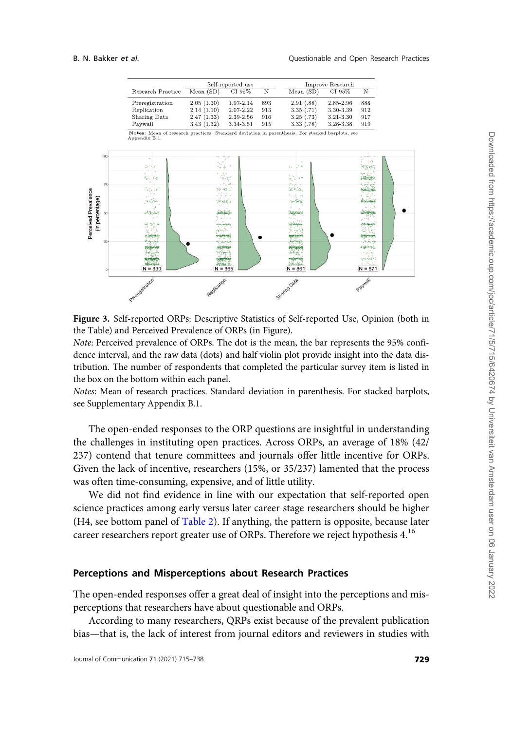| Research Practice | Self-reported use | | | Improve Research | | |
|---|---|---|---|---|---|---|
| | Mean (SD) | CI 95% | N | Mean (SD) | CI 95% | N |
| Preregistration | 2.05 (1.30) | 1.97-2.14 | 893 | 2.91 (.88) | 2.85-2.96 | 888 |
| Replication | 2.14 (1.10) | 2.07-2.22 | 913 | 3.35 (.71) | 3.30-3.39 | 912 |
| Sharing Data | 2.47 (1.33) | 2.39-2.56 | 916 | 3.25 (.73) | 3.21-3.30 | 917 |
| Paywall | 3.43 (1.32) | 3.34-3.51 | 915 | 3.33 (.78) | 3.28-3.38 | 919 |

**Notes:** Mean of research practices. Standard deviation in parenthesis. For stacked barplots, see Appendix B.1.

**Figure 3.** Self-reported ORPs: Descriptive Statistics of Self-reported Use, Opinion (both in the Table) and Perceived Prevalence of ORPs (in Figure).

*Note*: Perceived prevalence of ORPs. The dot is the mean, the bar represents the 95% confidence interval, and the raw data (dots) and half violin plot provide insight into the data distribution. The number of respondents that completed the particular survey item is listed in the box on the bottom within each panel.

*Notes*: Mean of research practices. Standard deviation in parenthesis. For stacked barplots, see Supplementary Appendix B.1.

The open-ended responses to the ORP questions are insightful in understanding the challenges in instituting open practices. Across ORPs, an average of 18% (42/237) contend that tenure committees and journals offer little incentive for ORPs. Given the lack of incentive, researchers (15%, or 35/237) lamented that the process was often time-consuming, expensive, and of little utility.

We did not find evidence in line with our expectation that self-reported open science practices among early versus later career stage researchers should be higher (H4, see bottom panel of Table 2). If anything, the pattern is opposite, because later career researchers report greater use of ORPs. Therefore we reject hypothesis 4.[16]

### Perceptions and Misperceptions about Research Practices

The open-ended responses offer a great deal of insight into the perceptions and misperceptions that researchers have about questionable and ORPs.

According to many researchers, QRPs exist because of the prevalent publication bias—that is, the lack of interest from journal editors and reviewers in studies with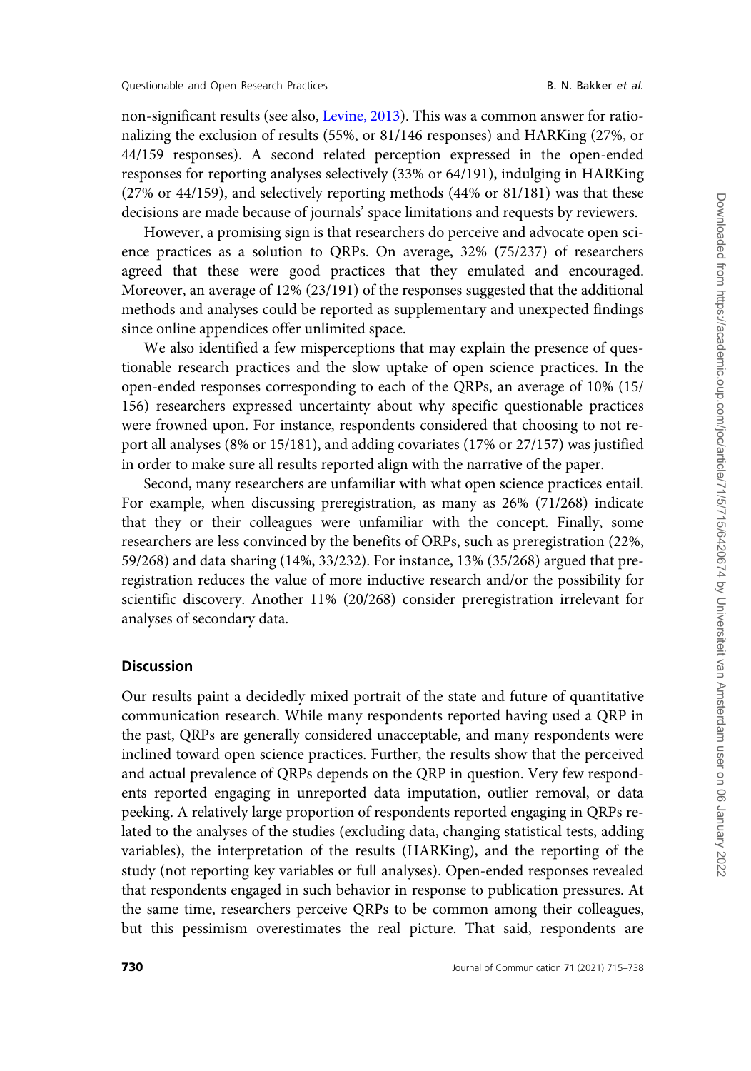non-significant results (see also, Levine, 2013). This was a common answer for rationalizing the exclusion of results (55%, or 81/146 responses) and HARKing (27%, or 44/159 responses). A second related perception expressed in the open-ended responses for reporting analyses selectively (33% or 64/191), indulging in HARKing (27% or 44/159), and selectively reporting methods (44% or 81/181) was that these decisions are made because of journals' space limitations and requests by reviewers.

However, a promising sign is that researchers do perceive and advocate open science practices as a solution to QRPs. On average, 32% (75/237) of researchers agreed that these were good practices that they emulated and encouraged. Moreover, an average of 12% (23/191) of the responses suggested that the additional methods and analyses could be reported as supplementary and unexpected findings since online appendices offer unlimited space.

We also identified a few misperceptions that may explain the presence of questionable research practices and the slow uptake of open science practices. In the open-ended responses corresponding to each of the QRPs, an average of 10% (15/156) researchers expressed uncertainty about why specific questionable practices were frowned upon. For instance, respondents considered that choosing to not report all analyses (8% or 15/181), and adding covariates (17% or 27/157) was justified in order to make sure all results reported align with the narrative of the paper.

Second, many researchers are unfamiliar with what open science practices entail. For example, when discussing preregistration, as many as 26% (71/268) indicate that they or their colleagues were unfamiliar with the concept. Finally, some researchers are less convinced by the benefits of ORPs, such as preregistration (22%, 59/268) and data sharing (14%, 33/232). For instance, 13% (35/268) argued that preregistration reduces the value of more inductive research and/or the possibility for scientific discovery. Another 11% (20/268) consider preregistration irrelevant for analyses of secondary data.

## Discussion

Our results paint a decidedly mixed portrait of the state and future of quantitative communication research. While many respondents reported having used a QRP in the past, QRPs are generally considered unacceptable, and many respondents were inclined toward open science practices. Further, the results show that the perceived and actual prevalence of QRPs depends on the QRP in question. Very few respondents reported engaging in unreported data imputation, outlier removal, or data peeking. A relatively large proportion of respondents reported engaging in QRPs related to the analyses of the studies (excluding data, changing statistical tests, adding variables), the interpretation of the results (HARKing), and the reporting of the study (not reporting key variables or full analyses). Open-ended responses revealed that respondents engaged in such behavior in response to publication pressures. At the same time, researchers perceive QRPs to be common among their colleagues, but this pessimism overestimates the real picture. That said, respondents are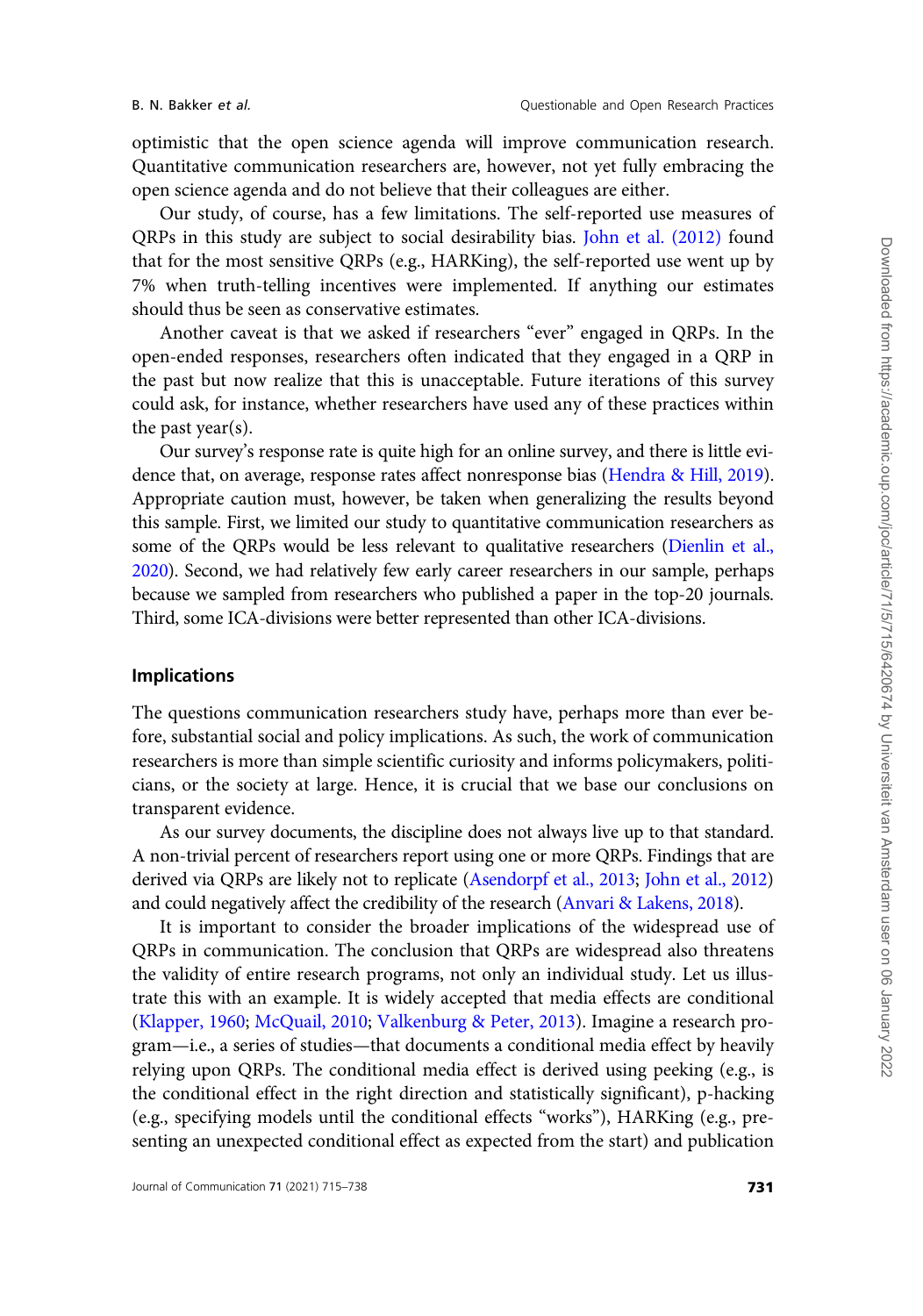optimistic that the open science agenda will improve communication research. Quantitative communication researchers are, however, not yet fully embracing the open science agenda and do not believe that their colleagues are either.

Our study, of course, has a few limitations. The self-reported use measures of QRPs in this study are subject to social desirability bias. John et al. (2012) found that for the most sensitive QRPs (e.g., HARKing), the self-reported use went up by 7% when truth-telling incentives were implemented. If anything our estimates should thus be seen as conservative estimates.

Another caveat is that we asked if researchers "ever" engaged in QRPs. In the open-ended responses, researchers often indicated that they engaged in a QRP in the past but now realize that this is unacceptable. Future iterations of this survey could ask, for instance, whether researchers have used any of these practices within the past year(s).

Our survey's response rate is quite high for an online survey, and there is little evidence that, on average, response rates affect nonresponse bias (Hendra & Hill, 2019). Appropriate caution must, however, be taken when generalizing the results beyond this sample. First, we limited our study to quantitative communication researchers as some of the QRPs would be less relevant to qualitative researchers (Dienlin et al., 2020). Second, we had relatively few early career researchers in our sample, perhaps because we sampled from researchers who published a paper in the top-20 journals. Third, some ICA-divisions were better represented than other ICA-divisions.

## Implications

The questions communication researchers study have, perhaps more than ever before, substantial social and policy implications. As such, the work of communication researchers is more than simple scientific curiosity and informs policymakers, politicians, or the society at large. Hence, it is crucial that we base our conclusions on transparent evidence.

As our survey documents, the discipline does not always live up to that standard. A non-trivial percent of researchers report using one or more QRPs. Findings that are derived via QRPs are likely not to replicate (Asendorpf et al., 2013; John et al., 2012) and could negatively affect the credibility of the research (Anvari & Lakens, 2018).

It is important to consider the broader implications of the widespread use of QRPs in communication. The conclusion that QRPs are widespread also threatens the validity of entire research programs, not only an individual study. Let us illustrate this with an example. It is widely accepted that media effects are conditional (Klapper, 1960; McQuail, 2010; Valkenburg & Peter, 2013). Imagine a research program—i.e., a series of studies—that documents a conditional media effect by heavily relying upon QRPs. The conditional media effect is derived using peeking (e.g., is the conditional effect in the right direction and statistically significant), p-hacking (e.g., specifying models until the conditional effects "works"), HARKing (e.g., presenting an unexpected conditional effect as expected from the start) and publication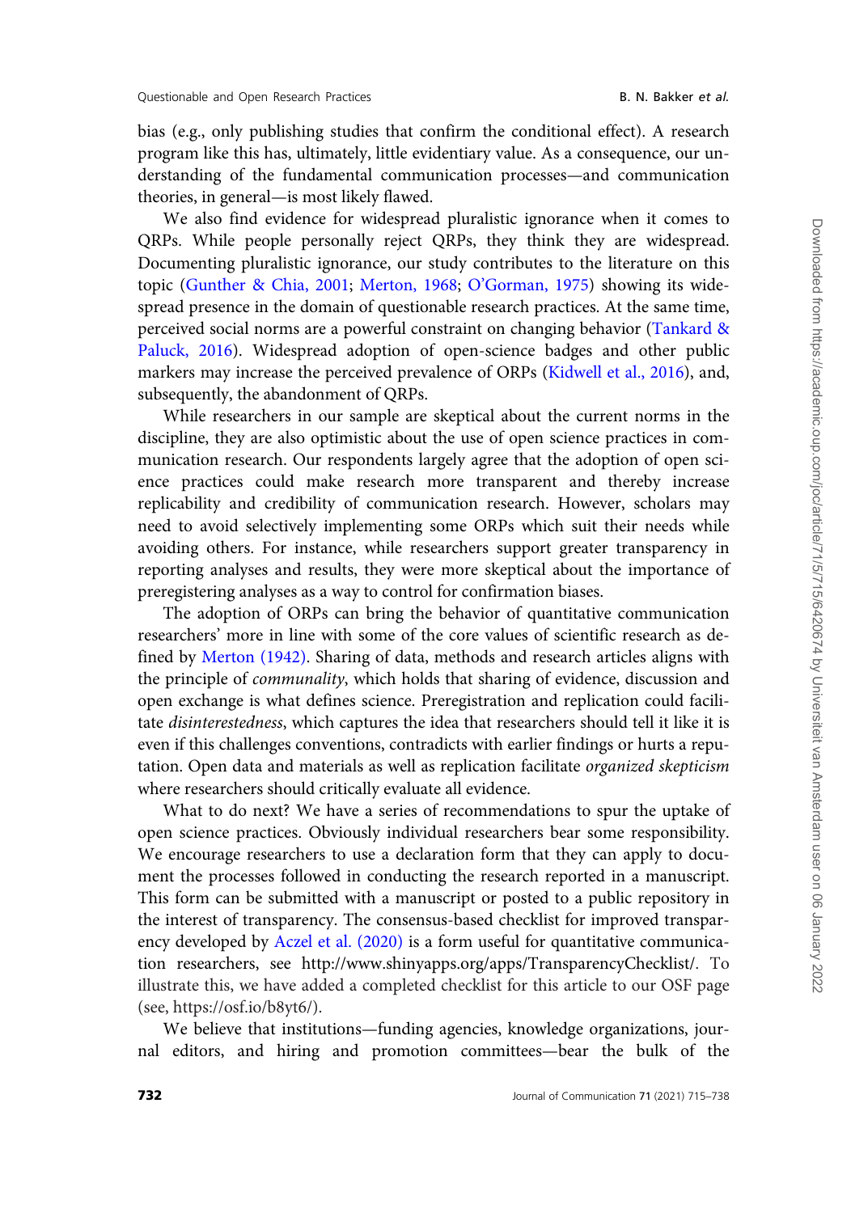bias (e.g., only publishing studies that confirm the conditional effect). A research program like this has, ultimately, little evidentiary value. As a consequence, our understanding of the fundamental communication processes—and communication theories, in general—is most likely flawed.

We also find evidence for widespread pluralistic ignorance when it comes to QRPs. While people personally reject QRPs, they think they are widespread. Documenting pluralistic ignorance, our study contributes to the literature on this topic (Gunther & Chia, 2001; Merton, 1968; O'Gorman, 1975) showing its widespread presence in the domain of questionable research practices. At the same time, perceived social norms are a powerful constraint on changing behavior (Tankard & Paluck, 2016). Widespread adoption of open-science badges and other public markers may increase the perceived prevalence of ORPs (Kidwell et al., 2016), and, subsequently, the abandonment of QRPs.

While researchers in our sample are skeptical about the current norms in the discipline, they are also optimistic about the use of open science practices in communication research. Our respondents largely agree that the adoption of open science practices could make research more transparent and thereby increase replicability and credibility of communication research. However, scholars may need to avoid selectively implementing some ORPs which suit their needs while avoiding others. For instance, while researchers support greater transparency in reporting analyses and results, they were more skeptical about the importance of preregistering analyses as a way to control for confirmation biases.

The adoption of ORPs can bring the behavior of quantitative communication researchers' more in line with some of the core values of scientific research as defined by Merton (1942). Sharing of data, methods and research articles aligns with the principle of *communality*, which holds that sharing of evidence, discussion and open exchange is what defines science. Preregistration and replication could facilitate *disinterestedness*, which captures the idea that researchers should tell it like it is even if this challenges conventions, contradicts with earlier findings or hurts a reputation. Open data and materials as well as replication facilitate *organized skepticism* where researchers should critically evaluate all evidence.

What to do next? We have a series of recommendations to spur the uptake of open science practices. Obviously individual researchers bear some responsibility. We encourage researchers to use a declaration form that they can apply to document the processes followed in conducting the research reported in a manuscript. This form can be submitted with a manuscript or posted to a public repository in the interest of transparency. The consensus-based checklist for improved transparency developed by Aczel et al. (2020) is a form useful for quantitative communication researchers, see http://www.shinyapps.org/apps/TransparencyChecklist/. To illustrate this, we have added a completed checklist for this article to our OSF page (see, https://osf.io/b8yt6/).

We believe that institutions—funding agencies, knowledge organizations, journal editors, and hiring and promotion committees—bear the bulk of the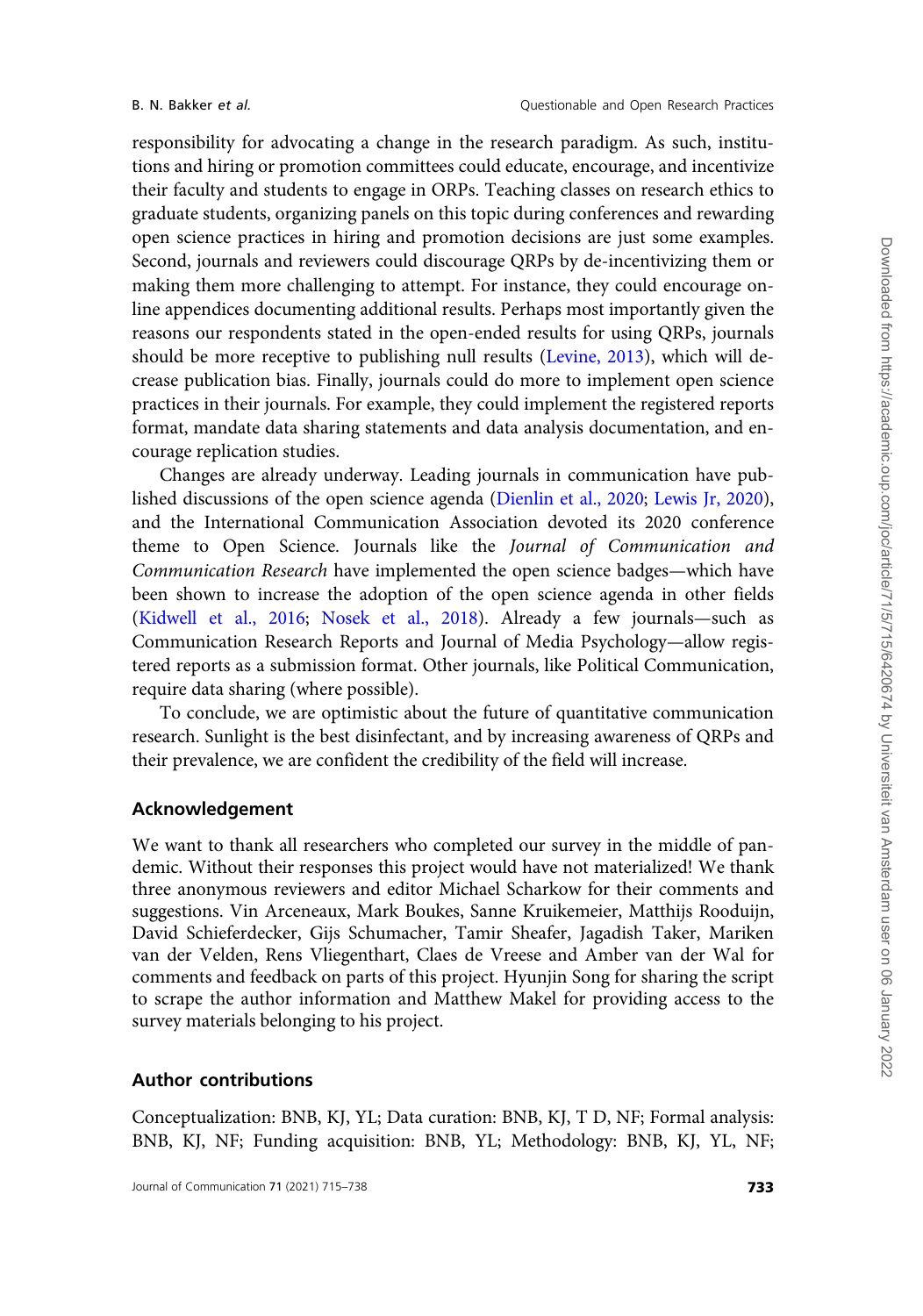responsibility for advocating a change in the research paradigm. As such, institutions and hiring or promotion committees could educate, encourage, and incentivize their faculty and students to engage in ORPs. Teaching classes on research ethics to graduate students, organizing panels on this topic during conferences and rewarding open science practices in hiring and promotion decisions are just some examples. Second, journals and reviewers could discourage QRPs by de-incentivizing them or making them more challenging to attempt. For instance, they could encourage online appendices documenting additional results. Perhaps most importantly given the reasons our respondents stated in the open-ended results for using QRPs, journals should be more receptive to publishing null results (Levine, 2013), which will decrease publication bias. Finally, journals could do more to implement open science practices in their journals. For example, they could implement the registered reports format, mandate data sharing statements and data analysis documentation, and encourage replication studies.

Changes are already underway. Leading journals in communication have published discussions of the open science agenda (Dienlin et al., 2020; Lewis Jr, 2020), and the International Communication Association devoted its 2020 conference theme to Open Science. Journals like the *Journal of Communication and Communication Research* have implemented the open science badges—which have been shown to increase the adoption of the open science agenda in other fields (Kidwell et al., 2016; Nosek et al., 2018). Already a few journals—such as Communication Research Reports and Journal of Media Psychology—allow registered reports as a submission format. Other journals, like Political Communication, require data sharing (where possible).

To conclude, we are optimistic about the future of quantitative communication research. Sunlight is the best disinfectant, and by increasing awareness of QRPs and their prevalence, we are confident the credibility of the field will increase.

## Acknowledgement

We want to thank all researchers who completed our survey in the middle of pandemic. Without their responses this project would have not materialized! We thank three anonymous reviewers and editor Michael Scharkow for their comments and suggestions. Vin Arceneaux, Mark Boukes, Sanne Kruikemeier, Matthijs Rooduijn, David Schieferdecker, Gijs Schumacher, Tamir Sheafer, Jagadish Taker, Mariken van der Velden, Rens Vliegenthart, Claes de Vreese and Amber van der Wal for comments and feedback on parts of this project. Hyunjin Song for sharing the script to scrape the author information and Matthew Makel for providing access to the survey materials belonging to his project.

## Author contributions

Conceptualization: BNB, KJ, YL; Data curation: BNB, KJ, T D, NF; Formal analysis: BNB, KJ, NF; Funding acquisition: BNB, YL; Methodology: BNB, KJ, YL, NF;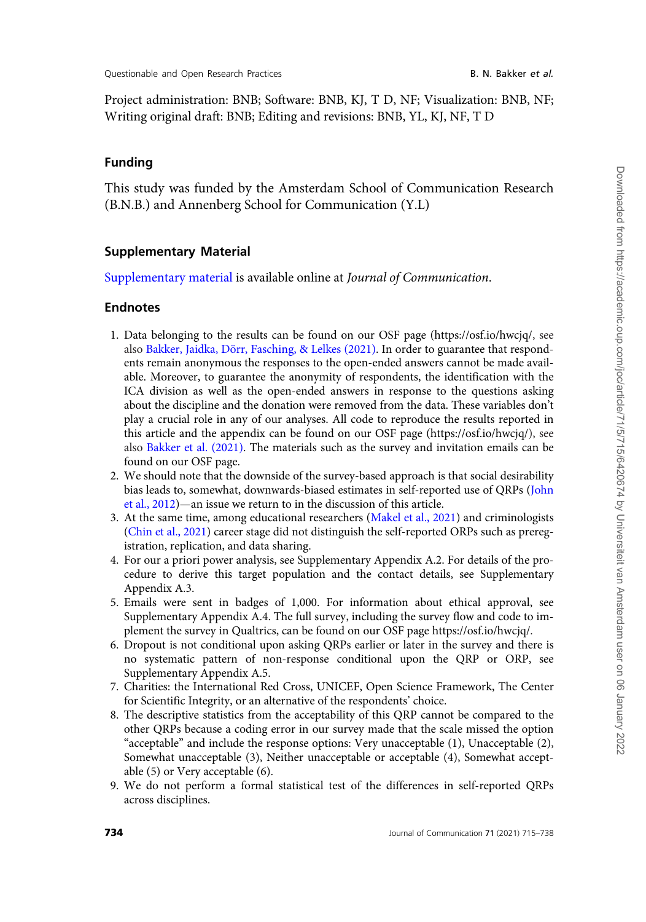Project administration: BNB; Software: BNB, KJ, T D, NF; Visualization: BNB, NF; Writing original draft: BNB; Editing and revisions: BNB, YL, KJ, NF, T D

## Funding

This study was funded by the Amsterdam School of Communication Research (B.N.B.) and Annenberg School for Communication (Y.L)

## Supplementary Material

Supplementary material is available online at *Journal of Communication*.

## Endnotes

1. Data belonging to the results can be found on our OSF page (https://osf.io/hwcjq/, see also Bakker, Jaidka, Dörr, Fasching, & Lelkes (2021). In order to guarantee that respondents remain anonymous the responses to the open-ended answers cannot be made available. Moreover, to guarantee the anonymity of respondents, the identification with the ICA division as well as the open-ended answers in response to the questions asking about the discipline and the donation were removed from the data. These variables don't play a crucial role in any of our analyses. All code to reproduce the results reported in this article and the appendix can be found on our OSF page (https://osf.io/hwcjq/), see also Bakker et al. (2021). The materials such as the survey and invitation emails can be found on our OSF page.
2. We should note that the downside of the survey-based approach is that social desirability bias leads to, somewhat, downwards-biased estimates in self-reported use of QRPs (John et al., 2012)—an issue we return to in the discussion of this article.
3. At the same time, among educational researchers (Makel et al., 2021) and criminologists (Chin et al., 2021) career stage did not distinguish the self-reported ORPs such as preregistration, replication, and data sharing.
4. For our a priori power analysis, see Supplementary Appendix A.2. For details of the procedure to derive this target population and the contact details, see Supplementary Appendix A.3.
5. Emails were sent in badges of 1,000. For information about ethical approval, see Supplementary Appendix A.4. The full survey, including the survey flow and code to implement the survey in Qualtrics, can be found on our OSF page https://osf.io/hwcjq/.
6. Dropout is not conditional upon asking QRPs earlier or later in the survey and there is no systematic pattern of non-response conditional upon the QRP or ORP, see Supplementary Appendix A.5.
7. Charities: the International Red Cross, UNICEF, Open Science Framework, The Center for Scientific Integrity, or an alternative of the respondents' choice.
8. The descriptive statistics from the acceptability of this QRP cannot be compared to the other QRPs because a coding error in our survey made that the scale missed the option "acceptable" and include the response options: Very unacceptable (1), Unacceptable (2), Somewhat unacceptable (3), Neither unacceptable or acceptable (4), Somewhat acceptable (5) or Very acceptable (6).
9. We do not perform a formal statistical test of the differences in self-reported QRPs across disciplines.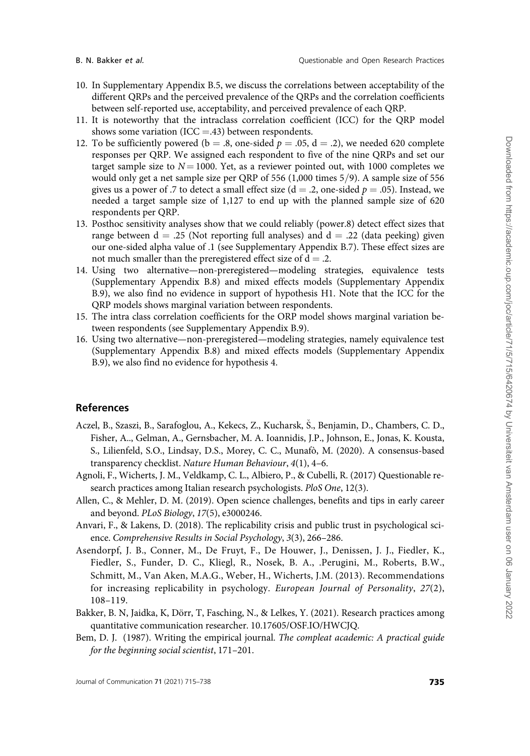10. In Supplementary Appendix B.5, we discuss the correlations between acceptability of the different QRPs and the perceived prevalence of the QRPs and the correlation coefficients between self-reported use, acceptability, and perceived prevalence of each QRP.
11. It is noteworthy that the intraclass correlation coefficient (ICC) for the QRP model shows some variation (ICC =.43) between respondents.
12. To be sufficiently powered (b = .8, one-sided $p = .05$, d = .2), we needed 620 complete responses per QRP. We assigned each respondent to five of the nine QRPs and set our target sample size to $N = 1000$. Yet, as a reviewer pointed out, with 1000 completes we would only get a net sample size per QRP of 556 (1,000 times 5/9). A sample size of 556 gives us a power of .7 to detect a small effect size (d = .2, one-sided $p = .05$). Instead, we needed a target sample size of 1,127 to end up with the planned sample size of 620 respondents per QRP.
13. Posthoc sensitivity analyses show that we could reliably (power.8) detect effect sizes that range between d = .25 (Not reporting full analyses) and d = .22 (data peeking) given our one-sided alpha value of .1 (see Supplementary Appendix B.7). These effect sizes are not much smaller than the preregistered effect size of d = .2.
14. Using two alternative—non-preregistered—modeling strategies, equivalence tests (Supplementary Appendix B.8) and mixed effects models (Supplementary Appendix B.9), we also find no evidence in support of hypothesis H1. Note that the ICC for the QRP models shows marginal variation between respondents.
15. The intra class correlation coefficients for the ORP model shows marginal variation between respondents (see Supplementary Appendix B.9).
16. Using two alternative—non-preregistered—modeling strategies, namely equivalence test (Supplementary Appendix B.8) and mixed effects models (Supplementary Appendix B.9), we also find no evidence for hypothesis 4.

## References

Aczel, B., Szaszi, B., Sarafoglou, A., Kekecs, Z., Kucharsk, Š., Benjamin, D., Chambers, C. D., Fisher, A.., Gelman, A., Gernsbacher, M. A. Ioannidis, J.P., Johnson, E., Jonas, K. Kousta, S., Lilienfeld, S.O., Lindsay, D.S., Morey, C. C., Munafò, M. (2020). A consensus-based transparency checklist. *Nature Human Behaviour*, *4*(1), 4–6.

Agnoli, F., Wicherts, J. M., Veldkamp, C. L., Albiero, P., & Cubelli, R. (2017) Questionable research practices among Italian research psychologists. *PloS One*, 12(3).

Allen, C., & Mehler, D. M. (2019). Open science challenges, benefits and tips in early career and beyond. *PLoS Biology*, *17*(5), e3000246.

Anvari, F., & Lakens, D. (2018). The replicability crisis and public trust in psychological science. *Comprehensive Results in Social Psychology*, *3*(3), 266–286.

Asendorpf, J. B., Conner, M., De Fruyt, F., De Houwer, J., Denissen, J. J., Fiedler, K., Fiedler, S., Funder, D. C., Kliegl, R., Nosek, B. A., .Perugini, M., Roberts, B.W., Schmitt, M., Van Aken, M.A.G., Weber, H., Wicherts, J.M. (2013). Recommendations for increasing replicability in psychology. *European Journal of Personality*, *27*(2), 108–119.

Bakker, B. N, Jaidka, K, Dörr, T, Fasching, N., & Lelkes, Y. (2021). Research practices among quantitative communication researcher. 10.17605/OSF.IO/HWCJQ.

Bem, D. J. (1987). Writing the empirical journal. *The compleat academic: A practical guide for the beginning social scientist*, 171–201.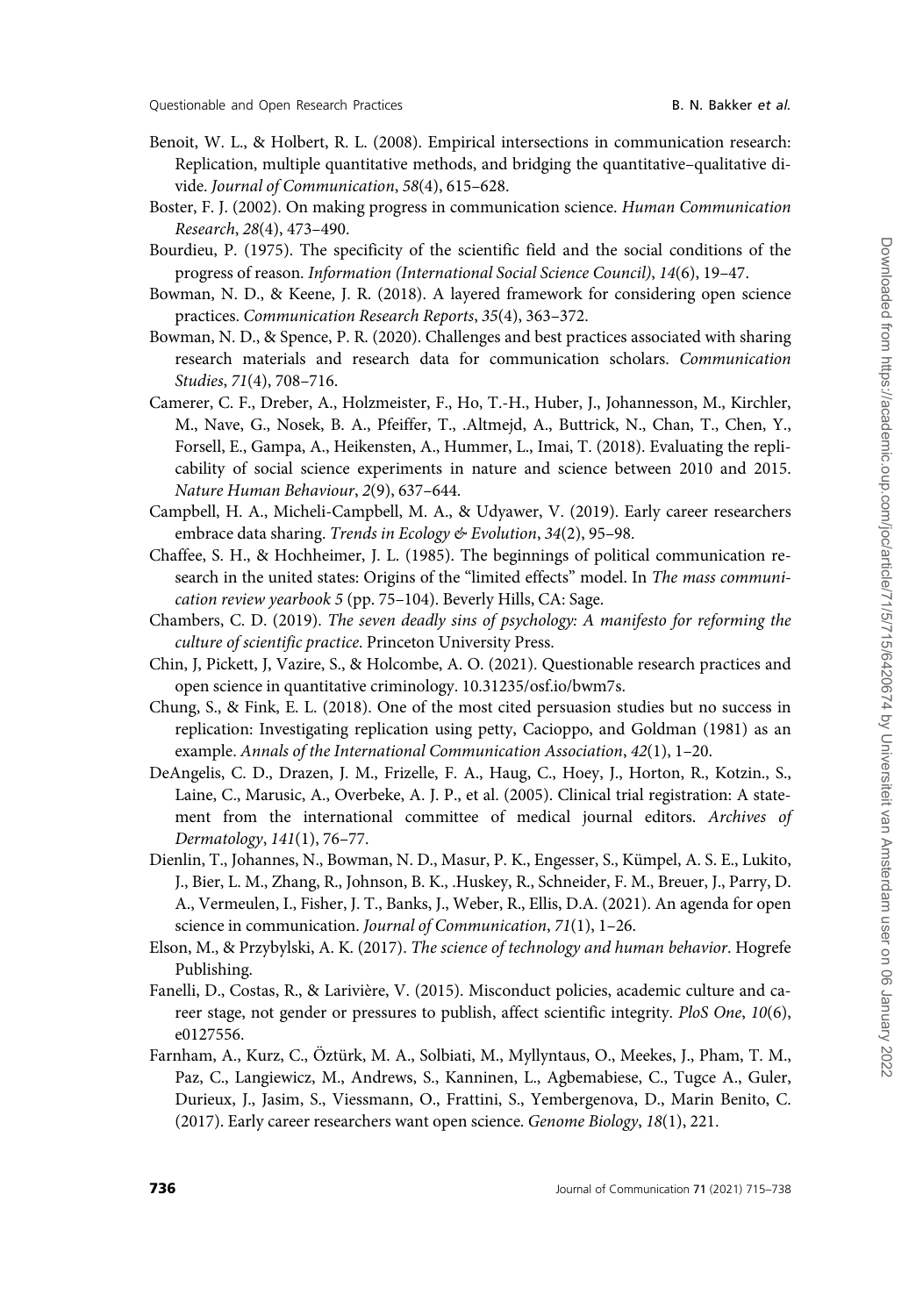Benoit, W. L., & Holbert, R. L. (2008). Empirical intersections in communication research: Replication, multiple quantitative methods, and bridging the quantitative–qualitative divide. *Journal of Communication*, *58*(4), 615–628.

Boster, F. J. (2002). On making progress in communication science. *Human Communication Research*, *28*(4), 473–490.

Bourdieu, P. (1975). The specificity of the scientific field and the social conditions of the progress of reason. *Information (International Social Science Council)*, *14*(6), 19–47.

Bowman, N. D., & Keene, J. R. (2018). A layered framework for considering open science practices. *Communication Research Reports*, *35*(4), 363–372.

Bowman, N. D., & Spence, P. R. (2020). Challenges and best practices associated with sharing research materials and research data for communication scholars. *Communication Studies*, *71*(4), 708–716.

Camerer, C. F., Dreber, A., Holzmeister, F., Ho, T.-H., Huber, J., Johannesson, M., Kirchler, M., Nave, G., Nosek, B. A., Pfeiffer, T., .Altmejd, A., Buttrick, N., Chan, T., Chen, Y., Forsell, E., Gampa, A., Heikensten, A., Hummer, L., Imai, T. (2018). Evaluating the replicability of social science experiments in nature and science between 2010 and 2015. *Nature Human Behaviour*, *2*(9), 637–644.

Campbell, H. A., Micheli-Campbell, M. A., & Udyawer, V. (2019). Early career researchers embrace data sharing. *Trends in Ecology & Evolution*, *34*(2), 95–98.

Chaffee, S. H., & Hochheimer, J. L. (1985). The beginnings of political communication research in the united states: Origins of the "limited effects" model. In *The mass communication review yearbook 5* (pp. 75–104). Beverly Hills, CA: Sage.

Chambers, C. D. (2019). *The seven deadly sins of psychology: A manifesto for reforming the culture of scientific practice*. Princeton University Press.

Chin, J, Pickett, J, Vazire, S., & Holcombe, A. O. (2021). Questionable research practices and open science in quantitative criminology. 10.31235/osf.io/bwm7s.

Chung, S., & Fink, E. L. (2018). One of the most cited persuasion studies but no success in replication: Investigating replication using petty, Cacioppo, and Goldman (1981) as an example. *Annals of the International Communication Association*, *42*(1), 1–20.

DeAngelis, C. D., Drazen, J. M., Frizelle, F. A., Haug, C., Hoey, J., Horton, R., Kotzin., S., Laine, C., Marusic, A., Overbeke, A. J. P., et al. (2005). Clinical trial registration: A statement from the international committee of medical journal editors. *Archives of Dermatology*, *141*(1), 76–77.

Dienlin, T., Johannes, N., Bowman, N. D., Masur, P. K., Engesser, S., Kümpel, A. S. E., Lukito, J., Bier, L. M., Zhang, R., Johnson, B. K., .Huskey, R., Schneider, F. M., Breuer, J., Parry, D. A., Vermeulen, I., Fisher, J. T., Banks, J., Weber, R., Ellis, D.A. (2021). An agenda for open science in communication. *Journal of Communication*, *71*(1), 1–26.

Elson, M., & Przybylski, A. K. (2017). *The science of technology and human behavior*. Hogrefe Publishing.

Fanelli, D., Costas, R., & Larivière, V. (2015). Misconduct policies, academic culture and career stage, not gender or pressures to publish, affect scientific integrity. *PloS One*, *10*(6), e0127556.

Farnham, A., Kurz, C., Öztürk, M. A., Solbiati, M., Myllyntaus, O., Meekes, J., Pham, T. M., Paz, C., Langiewicz, M., Andrews, S., Kanninen, L., Agbemabiese, C., Tugce A., Guler, Durieux, J., Jasim, S., Viessmann, O., Frattini, S., Yembergenova, D., Marin Benito, C. (2017). Early career researchers want open science. *Genome Biology*, *18*(1), 221.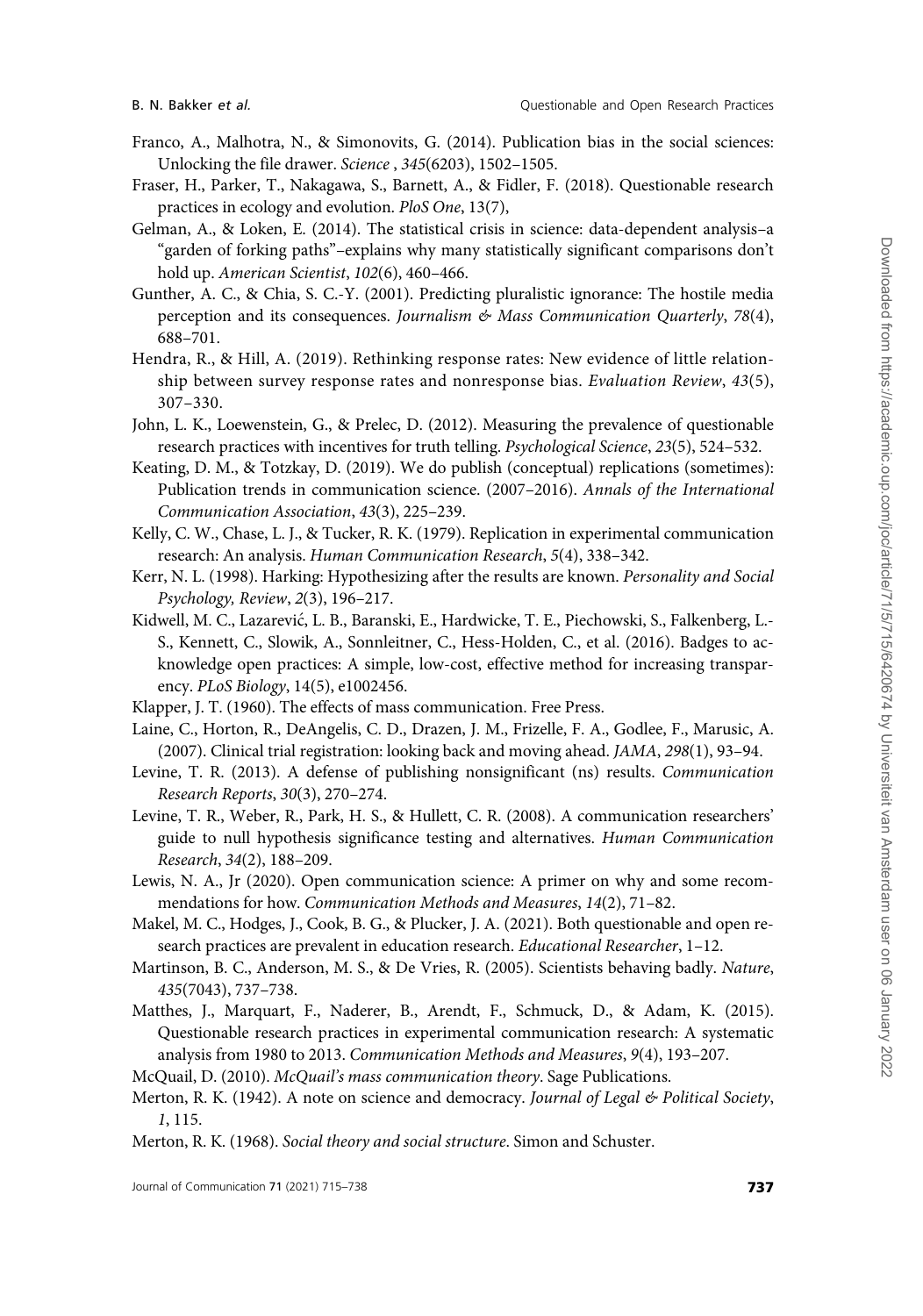Franco, A., Malhotra, N., & Simonovits, G. (2014). Publication bias in the social sciences: Unlocking the file drawer. *Science* , *345*(6203), 1502–1505.

Fraser, H., Parker, T., Nakagawa, S., Barnett, A., & Fidler, F. (2018). Questionable research practices in ecology and evolution. *PloS One*, 13(7),

Gelman, A., & Loken, E. (2014). The statistical crisis in science: data-dependent analysis–a "garden of forking paths"–explains why many statistically significant comparisons don't hold up. *American Scientist*, *102*(6), 460–466.

Gunther, A. C., & Chia, S. C.-Y. (2001). Predicting pluralistic ignorance: The hostile media perception and its consequences. *Journalism & Mass Communication Quarterly*, *78*(4), 688–701.

Hendra, R., & Hill, A. (2019). Rethinking response rates: New evidence of little relationship between survey response rates and nonresponse bias. *Evaluation Review*, *43*(5), 307–330.

John, L. K., Loewenstein, G., & Prelec, D. (2012). Measuring the prevalence of questionable research practices with incentives for truth telling. *Psychological Science*, *23*(5), 524–532.

Keating, D. M., & Totzkay, D. (2019). We do publish (conceptual) replications (sometimes): Publication trends in communication science. (2007–2016). *Annals of the International Communication Association*, *43*(3), 225–239.

Kelly, C. W., Chase, L. J., & Tucker, R. K. (1979). Replication in experimental communication research: An analysis. *Human Communication Research*, *5*(4), 338–342.

Kerr, N. L. (1998). Harking: Hypothesizing after the results are known. *Personality and Social Psychology, Review*, *2*(3), 196–217.

Kidwell, M. C., Lazarević, L. B., Baranski, E., Hardwicke, T. E., Piechowski, S., Falkenberg, L.-S., Kennett, C., Slowik, A., Sonnleitner, C., Hess-Holden, C., et al. (2016). Badges to acknowledge open practices: A simple, low-cost, effective method for increasing transparency. *PLoS Biology*, 14(5), e1002456.

Klapper, J. T. (1960). The effects of mass communication. Free Press.

Laine, C., Horton, R., DeAngelis, C. D., Drazen, J. M., Frizelle, F. A., Godlee, F., Marusic, A. (2007). Clinical trial registration: looking back and moving ahead. *JAMA*, *298*(1), 93–94.

Levine, T. R. (2013). A defense of publishing nonsignificant (ns) results. *Communication Research Reports*, *30*(3), 270–274.

Levine, T. R., Weber, R., Park, H. S., & Hullett, C. R. (2008). A communication researchers' guide to null hypothesis significance testing and alternatives. *Human Communication Research*, *34*(2), 188–209.

Lewis, N. A., Jr (2020). Open communication science: A primer on why and some recommendations for how. *Communication Methods and Measures*, *14*(2), 71–82.

Makel, M. C., Hodges, J., Cook, B. G., & Plucker, J. A. (2021). Both questionable and open research practices are prevalent in education research. *Educational Researcher*, 1–12.

Martinson, B. C., Anderson, M. S., & De Vries, R. (2005). Scientists behaving badly. *Nature*, *435*(7043), 737–738.

Matthes, J., Marquart, F., Naderer, B., Arendt, F., Schmuck, D., & Adam, K. (2015). Questionable research practices in experimental communication research: A systematic analysis from 1980 to 2013. *Communication Methods and Measures*, *9*(4), 193–207.

McQuail, D. (2010). *McQuail's mass communication theory*. Sage Publications.

Merton, R. K. (1942). A note on science and democracy. *Journal of Legal & Political Society*, *1*, 115.

Merton, R. K. (1968). *Social theory and social structure*. Simon and Schuster.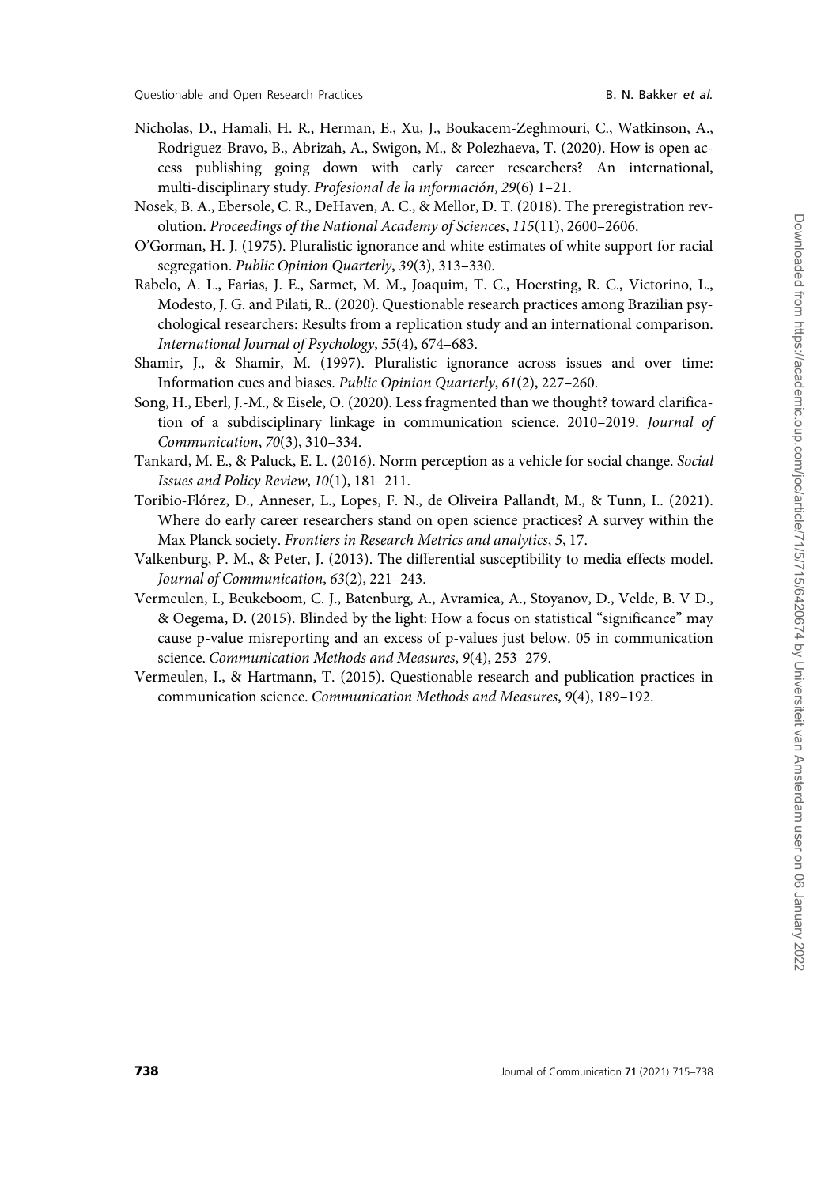Nicholas, D., Hamali, H. R., Herman, E., Xu, J., Boukacem-Zeghmouri, C., Watkinson, A., Rodriguez-Bravo, B., Abrizah, A., Swigon, M., & Polezhaeva, T. (2020). How is open access publishing going down with early career researchers? An international, multi-disciplinary study. *Profesional de la información*, *29*(6) 1–21.

Nosek, B. A., Ebersole, C. R., DeHaven, A. C., & Mellor, D. T. (2018). The preregistration revolution. *Proceedings of the National Academy of Sciences*, *115*(11), 2600–2606.

O'Gorman, H. J. (1975). Pluralistic ignorance and white estimates of white support for racial segregation. *Public Opinion Quarterly*, *39*(3), 313–330.

Rabelo, A. L., Farias, J. E., Sarmet, M. M., Joaquim, T. C., Hoersting, R. C., Victorino, L., Modesto, J. G. and Pilati, R.. (2020). Questionable research practices among Brazilian psychological researchers: Results from a replication study and an international comparison. *International Journal of Psychology*, *55*(4), 674–683.

Shamir, J., & Shamir, M. (1997). Pluralistic ignorance across issues and over time: Information cues and biases. *Public Opinion Quarterly*, *61*(2), 227–260.

Song, H., Eberl, J.-M., & Eisele, O. (2020). Less fragmented than we thought? toward clarification of a subdisciplinary linkage in communication science. 2010–2019. *Journal of Communication*, *70*(3), 310–334.

Tankard, M. E., & Paluck, E. L. (2016). Norm perception as a vehicle for social change. *Social Issues and Policy Review*, *10*(1), 181–211.

Toribio-Flórez, D., Anneser, L., Lopes, F. N., de Oliveira Pallandt, M., & Tunn, I.. (2021). Where do early career researchers stand on open science practices? A survey within the Max Planck society. *Frontiers in Research Metrics and analytics*, *5*, 17.

Valkenburg, P. M., & Peter, J. (2013). The differential susceptibility to media effects model. *Journal of Communication*, *63*(2), 221–243.

Vermeulen, I., Beukeboom, C. J., Batenburg, A., Avramiea, A., Stoyanov, D., Velde, B. V D., & Oegema, D. (2015). Blinded by the light: How a focus on statistical "significance" may cause p-value misreporting and an excess of p-values just below. 05 in communication science. *Communication Methods and Measures*, *9*(4), 253–279.

Vermeulen, I., & Hartmann, T. (2015). Questionable research and publication practices in communication science. *Communication Methods and Measures*, *9*(4), 189–192.